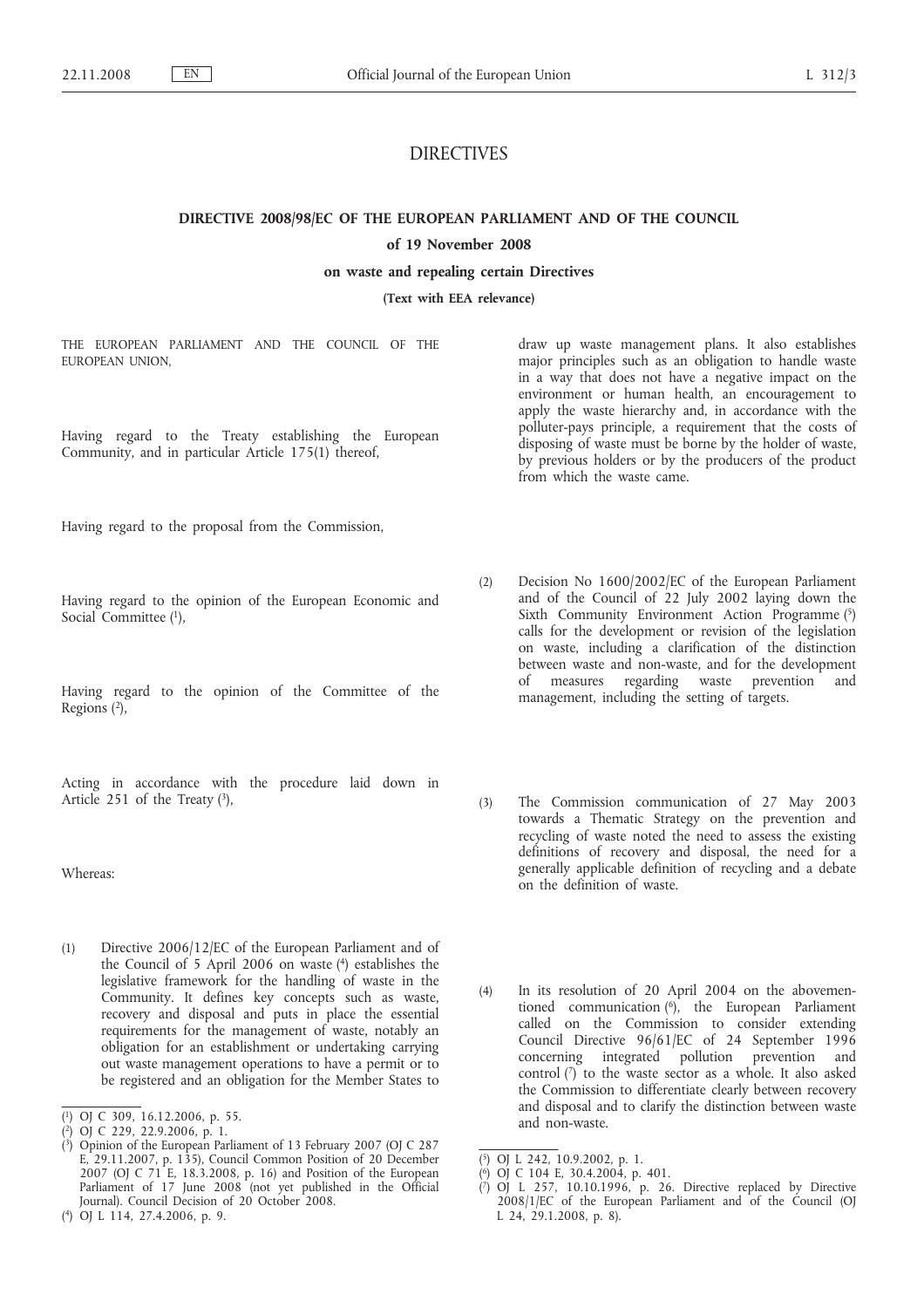# DIRECTIVES

## DIRECTIVE 2008/98/EC OF THE EUROPEAN PARLIAMENT AND OF THE COUNCIL

### of 19 November 2008

### on waste and repealing certain Directives

**(Text with EEA relevance)**

THE EUROPEAN PARLIAMENT AND THE COUNCIL OF THE EUROPEAN UNION,

Having regard to the Treaty establishing the European Community, and in particular Article 175(1) thereof,

Having regard to the proposal from the Commission,

Having regard to the opinion of the European Economic and Social Committee [1],

Having regard to the opinion of the Committee of the Regions [2],

Acting in accordance with the procedure laid down in Article 251 of the Treaty [3],

Whereas:

(1) Directive 2006/12/EC of the European Parliament and of the Council of 5 April 2006 on waste [4] establishes the legislative framework for the handling of waste in the Community. It defines key concepts such as waste, recovery and disposal and puts in place the essential requirements for the management of waste, notably an obligation for an establishment or undertaking carrying out waste management operations to have a permit or to be registered and an obligation for the Member States to draw up waste management plans. It also establishes major principles such as an obligation to handle waste in a way that does not have a negative impact on the environment or human health, an encouragement to apply the waste hierarchy and, in accordance with the polluter-pays principle, a requirement that the costs of disposing of waste must be borne by the holder of waste, by previous holders or by the producers of the product from which the waste came.

(2) Decision No 1600/2002/EC of the European Parliament and of the Council of 22 July 2002 laying down the Sixth Community Environment Action Programme [5] calls for the development or revision of the legislation on waste, including a clarification of the distinction between waste and non-waste, and for the development of measures regarding waste prevention and management, including the setting of targets.

(3) The Commission communication of 27 May 2003 towards a Thematic Strategy on the prevention and recycling of waste noted the need to assess the existing definitions of recovery and disposal, the need for a generally applicable definition of recycling and a debate on the definition of waste.

(4) In its resolution of 20 April 2004 on the abovementioned communication [6], the European Parliament called on the Commission to consider extending Council Directive 96/61/EC of 24 September 1996 concerning integrated pollution prevention and control [7] to the waste sector as a whole. It also asked the Commission to differentiate clearly between recovery and disposal and to clarify the distinction between waste and non-waste.

---

[1] OJ C 309, 16.12.2006, p. 55.

[2] OJ C 229, 22.9.2006, p. 1.

[3] Opinion of the European Parliament of 13 February 2007 (OJ C 287 E, 29.11.2007, p. 135), Council Common Position of 20 December 2007 (OJ C 71 E, 18.3.2008, p. 16) and Position of the European Parliament of 17 June 2008 (not yet published in the Official Journal). Council Decision of 20 October 2008.

[4] OJ L 114, 27.4.2006, p. 9.

[5] OJ L 242, 10.9.2002, p. 1.

[6] OJ C 104 E, 30.4.2004, p. 401.

[7] OJ L 257, 10.10.1996, p. 26. Directive replaced by Directive 2008/1/EC of the European Parliament and of the Council (OJ L 24, 29.1.2008, p. 8).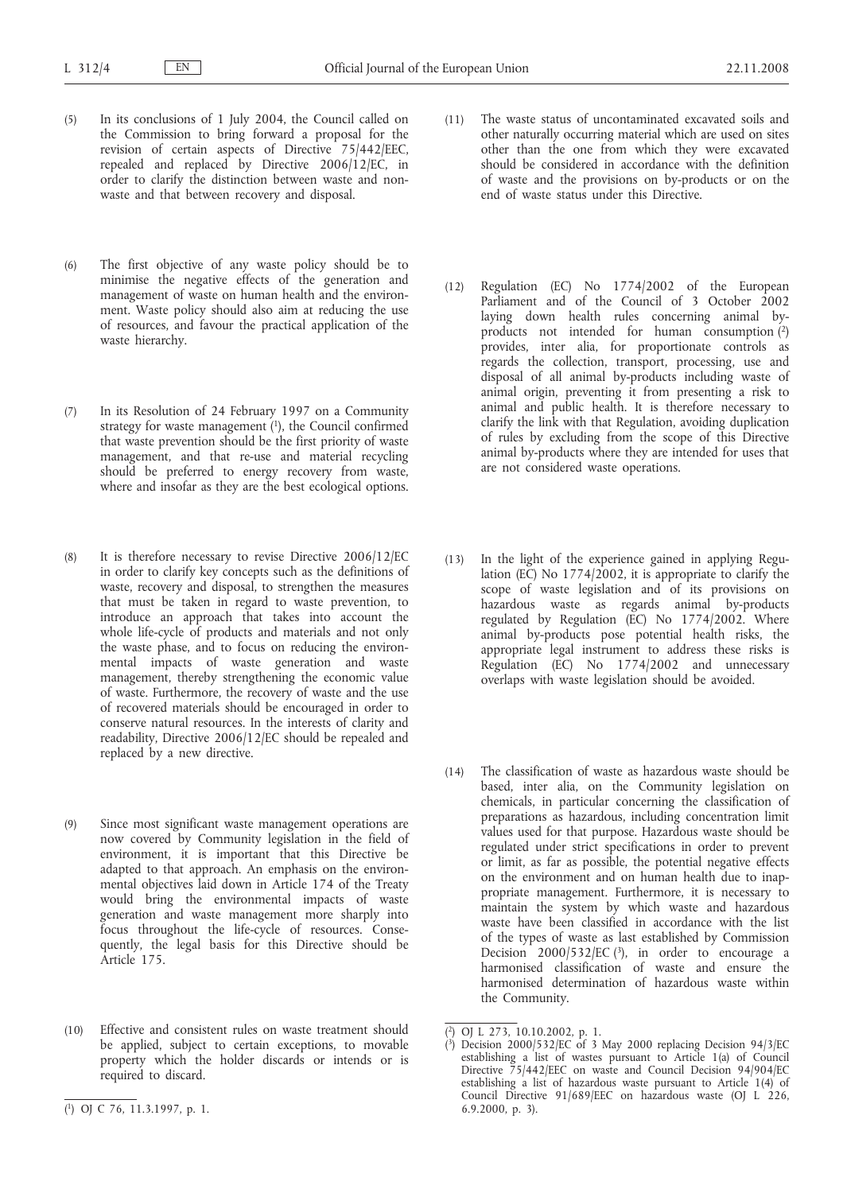(5) In its conclusions of 1 July 2004, the Council called on the Commission to bring forward a proposal for the revision of certain aspects of Directive 75/442/EEC, repealed and replaced by Directive 2006/12/EC, in order to clarify the distinction between waste and non-waste and that between recovery and disposal.

(6) The first objective of any waste policy should be to minimise the negative effects of the generation and management of waste on human health and the environment. Waste policy should also aim at reducing the use of resources, and favour the practical application of the waste hierarchy.

(7) In its Resolution of 24 February 1997 on a Community strategy for waste management [1], the Council confirmed that waste prevention should be the first priority of waste management, and that re-use and material recycling should be preferred to energy recovery from waste, where and insofar as they are the best ecological options.

(8) It is therefore necessary to revise Directive 2006/12/EC in order to clarify key concepts such as the definitions of waste, recovery and disposal, to strengthen the measures that must be taken in regard to waste prevention, to introduce an approach that takes into account the whole life-cycle of products and materials and not only the waste phase, and to focus on reducing the environmental impacts of waste generation and waste management, thereby strengthening the economic value of waste. Furthermore, the recovery of waste and the use of recovered materials should be encouraged in order to conserve natural resources. In the interests of clarity and readability, Directive 2006/12/EC should be repealed and replaced by a new directive.

(9) Since most significant waste management operations are now covered by Community legislation in the field of environment, it is important that this Directive be adapted to that approach. An emphasis on the environmental objectives laid down in Article 174 of the Treaty would bring the environmental impacts of waste generation and waste management more sharply into focus throughout the life-cycle of resources. Consequently, the legal basis for this Directive should be Article 175.

(10) Effective and consistent rules on waste treatment should be applied, subject to certain exceptions, to movable property which the holder discards or intends or is required to discard.

(11) The waste status of uncontaminated excavated soils and other naturally occurring material which are used on sites other than the one from which they were excavated should be considered in accordance with the definition of waste and the provisions on by-products or on the end of waste status under this Directive.

(12) Regulation (EC) No 1774/2002 of the European Parliament and of the Council of 3 October 2002 laying down health rules concerning animal by-products not intended for human consumption [2] provides, inter alia, for proportionate controls as regards the collection, transport, processing, use and disposal of all animal by-products including waste of animal origin, preventing it from presenting a risk to animal and public health. It is therefore necessary to clarify the link with that Regulation, avoiding duplication of rules by excluding from the scope of this Directive animal by-products where they are intended for uses that are not considered waste operations.

(13) In the light of the experience gained in applying Regulation (EC) No 1774/2002, it is appropriate to clarify the scope of waste legislation and of its provisions on hazardous waste as regards animal by-products regulated by Regulation (EC) No 1774/2002. Where animal by-products pose potential health risks, the appropriate legal instrument to address these risks is Regulation (EC) No 1774/2002 and unnecessary overlaps with waste legislation should be avoided.

(14) The classification of waste as hazardous waste should be based, inter alia, on the Community legislation on chemicals, in particular concerning the classification of preparations as hazardous, including concentration limit values used for that purpose. Hazardous waste should be regulated under strict specifications in order to prevent or limit, as far as possible, the potential negative effects on the environment and on human health due to inappropriate management. Furthermore, it is necessary to maintain the system by which waste and hazardous waste have been classified in accordance with the list of the types of waste as last established by Commission Decision 2000/532/EC [3], in order to encourage a harmonised classification of waste and ensure the harmonised determination of hazardous waste within the Community.

---

[1] OJ C 76, 11.3.1997, p. 1.

[2] OJ L 273, 10.10.2002, p. 1.

[3] Decision 2000/532/EC of 3 May 2000 replacing Decision 94/3/EC establishing a list of wastes pursuant to Article 1(a) of Council Directive 75/442/EEC on waste and Council Decision 94/904/EC establishing a list of hazardous waste pursuant to Article 1(4) of Council Directive 91/689/EEC on hazardous waste (OJ L 226, 6.9.2000, p. 3).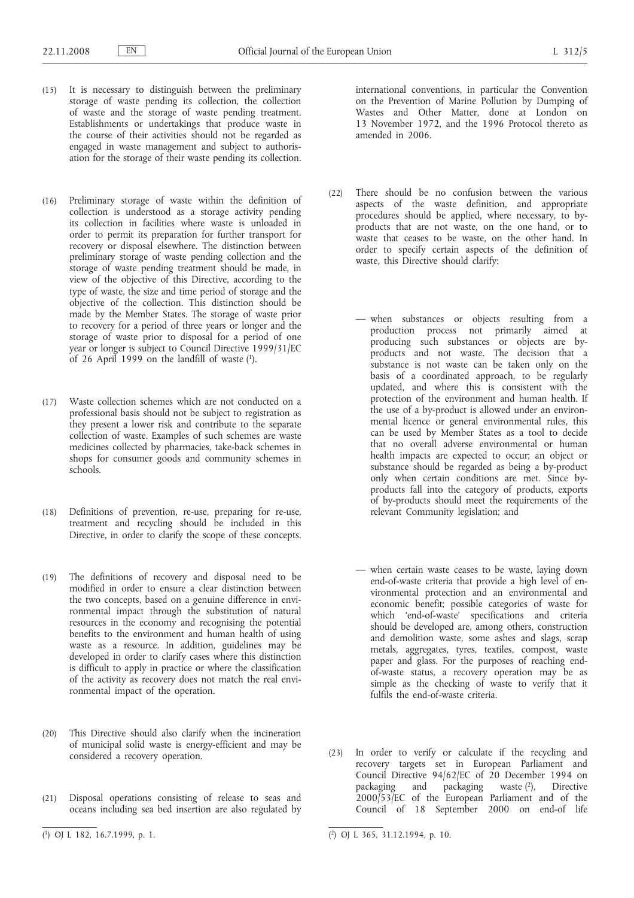(15) It is necessary to distinguish between the preliminary storage of waste pending its collection, the collection of waste and the storage of waste pending treatment. Establishments or undertakings that produce waste in the course of their activities should not be regarded as engaged in waste management and subject to authorisation for the storage of their waste pending its collection.

(16) Preliminary storage of waste within the definition of collection is understood as a storage activity pending its collection in facilities where waste is unloaded in order to permit its preparation for further transport for recovery or disposal elsewhere. The distinction between preliminary storage of waste pending collection and the storage of waste pending treatment should be made, in view of the objective of this Directive, according to the type of waste, the size and time period of storage and the objective of the collection. This distinction should be made by the Member States. The storage of waste prior to recovery for a period of three years or longer and the storage of waste prior to disposal for a period of one year or longer is subject to Council Directive 1999/31/EC of 26 April 1999 on the landfill of waste [1].

(17) Waste collection schemes which are not conducted on a professional basis should not be subject to registration as they present a lower risk and contribute to the separate collection of waste. Examples of such schemes are waste medicines collected by pharmacies, take-back schemes in shops for consumer goods and community schemes in schools.

(18) Definitions of prevention, re-use, preparing for re-use, treatment and recycling should be included in this Directive, in order to clarify the scope of these concepts.

(19) The definitions of recovery and disposal need to be modified in order to ensure a clear distinction between the two concepts, based on a genuine difference in environmental impact through the substitution of natural resources in the economy and recognising the potential benefits to the environment and human health of using waste as a resource. In addition, guidelines may be developed in order to clarify cases where this distinction is difficult to apply in practice or where the classification of the activity as recovery does not match the real environmental impact of the operation.

(20) This Directive should also clarify when the incineration of municipal solid waste is energy-efficient and may be considered a recovery operation.

(21) Disposal operations consisting of release to seas and oceans including sea bed insertion are also regulated by international conventions, in particular the Convention on the Prevention of Marine Pollution by Dumping of Wastes and Other Matter, done at London on 13 November 1972, and the 1996 Protocol thereto as amended in 2006.

(22) There should be no confusion between the various aspects of the waste definition, and appropriate procedures should be applied, where necessary, to by-products that are not waste, on the one hand, or to waste that ceases to be waste, on the other hand. In order to specify certain aspects of the definition of waste, this Directive should clarify:

— when substances or objects resulting from a production process not primarily aimed at producing such substances or objects are by-products and not waste. The decision that a substance is not waste can be taken only on the basis of a coordinated approach, to be regularly updated, and where this is consistent with the protection of the environment and human health. If the use of a by-product is allowed under an environmental licence or general environmental rules, this can be used by Member States as a tool to decide that no overall adverse environmental or human health impacts are expected to occur; an object or substance should be regarded as being a by-product only when certain conditions are met. Since by-products fall into the category of products, exports of by-products should meet the requirements of the relevant Community legislation; and

— when certain waste ceases to be waste, laying down end-of-waste criteria that provide a high level of environmental protection and an environmental and economic benefit; possible categories of waste for which 'end-of-waste' specifications and criteria should be developed are, among others, construction and demolition waste, some ashes and slags, scrap metals, aggregates, tyres, textiles, compost, waste paper and glass. For the purposes of reaching end-of-waste status, a recovery operation may be as simple as the checking of waste to verify that it fulfils the end-of-waste criteria.

(23) In order to verify or calculate if the recycling and recovery targets set in European Parliament and Council Directive 94/62/EC of 20 December 1994 on packaging and packaging waste [2], Directive 2000/53/EC of the European Parliament and of the Council of 18 September 2000 on end-of life

[1] OJ L 182, 16.7.1999, p. 1.

[2] OJ L 365, 31.12.1994, p. 10.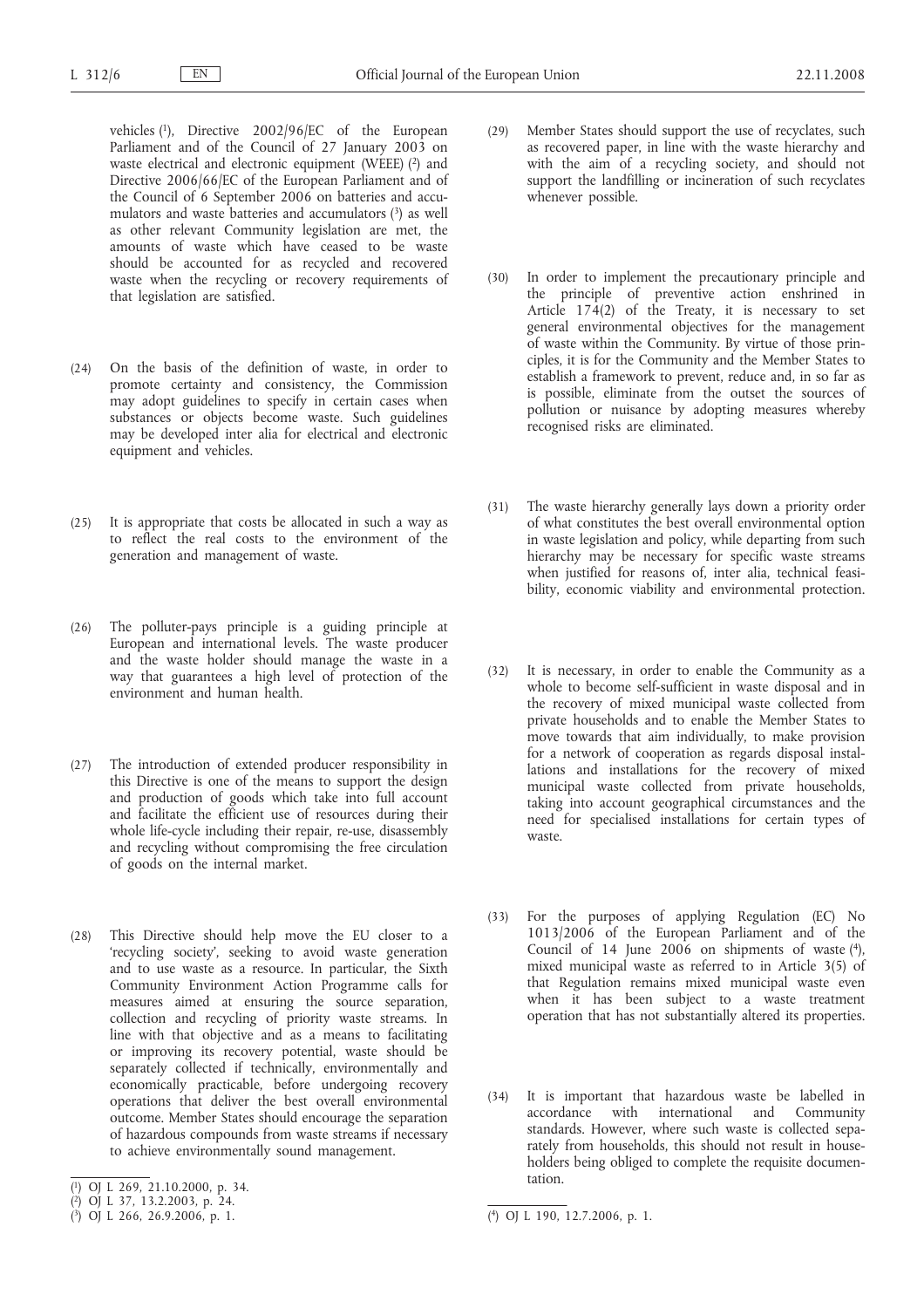vehicles [1], Directive 2002/96/EC of the European Parliament and of the Council of 27 January 2003 on waste electrical and electronic equipment (WEEE) [2] and Directive 2006/66/EC of the European Parliament and of the Council of 6 September 2006 on batteries and accumulators and waste batteries and accumulators [3] as well as other relevant Community legislation are met, the amounts of waste which have ceased to be waste should be accounted for as recycled and recovered waste when the recycling or recovery requirements of that legislation are satisfied.

(24) On the basis of the definition of waste, in order to promote certainty and consistency, the Commission may adopt guidelines to specify in certain cases when substances or objects become waste. Such guidelines may be developed inter alia for electrical and electronic equipment and vehicles.

(25) It is appropriate that costs be allocated in such a way as to reflect the real costs to the environment of the generation and management of waste.

(26) The polluter-pays principle is a guiding principle at European and international levels. The waste producer and the waste holder should manage the waste in a way that guarantees a high level of protection of the environment and human health.

(27) The introduction of extended producer responsibility in this Directive is one of the means to support the design and production of goods which take into full account and facilitate the efficient use of resources during their whole life-cycle including their repair, re-use, disassembly and recycling without compromising the free circulation of goods on the internal market.

(28) This Directive should help move the EU closer to a 'recycling society', seeking to avoid waste generation and to use waste as a resource. In particular, the Sixth Community Environment Action Programme calls for measures aimed at ensuring the source separation, collection and recycling of priority waste streams. In line with that objective and as a means to facilitating or improving its recovery potential, waste should be separately collected if technically, environmentally and economically practicable, before undergoing recovery operations that deliver the best overall environmental outcome. Member States should encourage the separation of hazardous compounds from waste streams if necessary to achieve environmentally sound management.

(29) Member States should support the use of recyclates, such as recovered paper, in line with the waste hierarchy and with the aim of a recycling society, and should not support the landfilling or incineration of such recyclates whenever possible.

(30) In order to implement the precautionary principle and the principle of preventive action enshrined in Article 174(2) of the Treaty, it is necessary to set general environmental objectives for the management of waste within the Community. By virtue of those principles, it is for the Community and the Member States to establish a framework to prevent, reduce and, in so far as is possible, eliminate from the outset the sources of pollution or nuisance by adopting measures whereby recognised risks are eliminated.

(31) The waste hierarchy generally lays down a priority order of what constitutes the best overall environmental option in waste legislation and policy, while departing from such hierarchy may be necessary for specific waste streams when justified for reasons of, inter alia, technical feasibility, economic viability and environmental protection.

(32) It is necessary, in order to enable the Community as a whole to become self-sufficient in waste disposal and in the recovery of mixed municipal waste collected from private households and to enable the Member States to move towards that aim individually, to make provision for a network of cooperation as regards disposal installations and installations for the recovery of mixed municipal waste collected from private households, taking into account geographical circumstances and the need for specialised installations for certain types of waste.

(33) For the purposes of applying Regulation (EC) No 1013/2006 of the European Parliament and of the Council of 14 June 2006 on shipments of waste [4], mixed municipal waste as referred to in Article 3(5) of that Regulation remains mixed municipal waste even when it has been subject to a waste treatment operation that has not substantially altered its properties.

(34) It is important that hazardous waste be labelled in accordance with international and Community standards. However, where such waste is collected separately from households, this should not result in householders being obliged to complete the requisite documentation.

[1] OJ L 269, 21.10.2000, p. 34.
[2] OJ L 37, 13.2.2003, p. 24.
[3] OJ L 266, 26.9.2006, p. 1.
[4] OJ L 190, 12.7.2006, p. 1.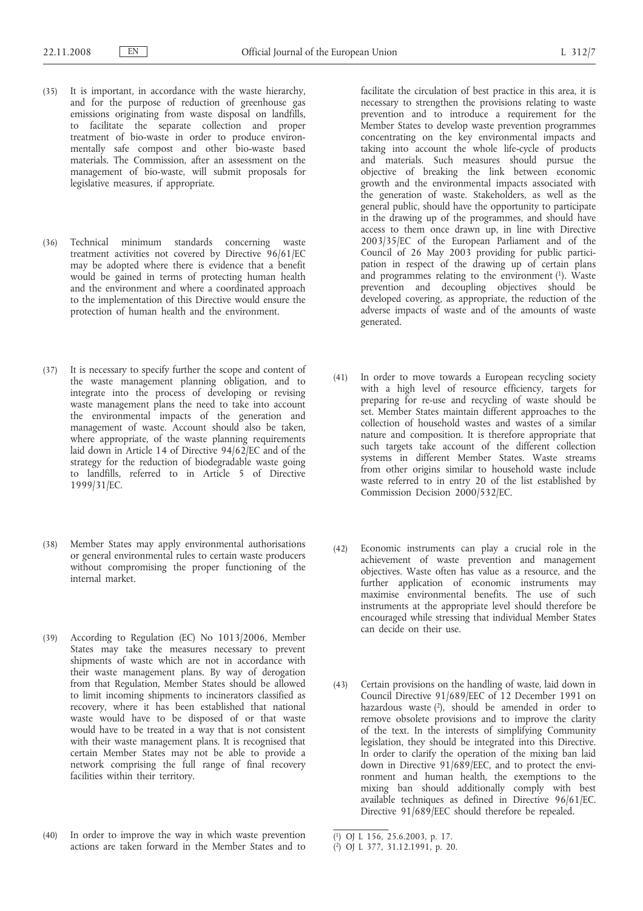(35) It is important, in accordance with the waste hierarchy, and for the purpose of reduction of greenhouse gas emissions originating from waste disposal on landfills, to facilitate the separate collection and proper treatment of bio-waste in order to produce environmentally safe compost and other bio-waste based materials. The Commission, after an assessment on the management of bio-waste, will submit proposals for legislative measures, if appropriate.

(36) Technical minimum standards concerning waste treatment activities not covered by Directive 96/61/EC may be adopted where there is evidence that a benefit would be gained in terms of protecting human health and the environment and where a coordinated approach to the implementation of this Directive would ensure the protection of human health and the environment.

(37) It is necessary to specify further the scope and content of the waste management planning obligation, and to integrate into the process of developing or revising waste management plans the need to take into account the environmental impacts of the generation and management of waste. Account should also be taken, where appropriate, of the waste planning requirements laid down in Article 14 of Directive 94/62/EC and of the strategy for the reduction of biodegradable waste going to landfills, referred to in Article 5 of Directive 1999/31/EC.

(38) Member States may apply environmental authorisations or general environmental rules to certain waste producers without compromising the proper functioning of the internal market.

(39) According to Regulation (EC) No 1013/2006, Member States may take the measures necessary to prevent shipments of waste which are not in accordance with their waste management plans. By way of derogation from that Regulation, Member States should be allowed to limit incoming shipments to incinerators classified as recovery, where it has been established that national waste would have to be disposed of or that waste would have to be treated in a way that is not consistent with their waste management plans. It is recognised that certain Member States may not be able to provide a network comprising the full range of final recovery facilities within their territory.

(40) In order to improve the way in which waste prevention actions are taken forward in the Member States and to facilitate the circulation of best practice in this area, it is necessary to strengthen the provisions relating to waste prevention and to introduce a requirement for the Member States to develop waste prevention programmes concentrating on the key environmental impacts and taking into account the whole life-cycle of products and materials. Such measures should pursue the objective of breaking the link between economic growth and the environmental impacts associated with the generation of waste. Stakeholders, as well as the general public, should have the opportunity to participate in the drawing up of the programmes, and should have access to them once drawn up, in line with Directive 2003/35/EC of the European Parliament and of the Council of 26 May 2003 providing for public participation in respect of the drawing up of certain plans and programmes relating to the environment [1]. Waste prevention and decoupling objectives should be developed covering, as appropriate, the reduction of the adverse impacts of waste and of the amounts of waste generated.

(41) In order to move towards a European recycling society with a high level of resource efficiency, targets for preparing for re-use and recycling of waste should be set. Member States maintain different approaches to the collection of household wastes and wastes of a similar nature and composition. It is therefore appropriate that such targets take account of the different collection systems in different Member States. Waste streams from other origins similar to household waste include waste referred to in entry 20 of the list established by Commission Decision 2000/532/EC.

(42) Economic instruments can play a crucial role in the achievement of waste prevention and management objectives. Waste often has value as a resource, and the further application of economic instruments may maximise environmental benefits. The use of such instruments at the appropriate level should therefore be encouraged while stressing that individual Member States can decide on their use.

(43) Certain provisions on the handling of waste, laid down in Council Directive 91/689/EEC of 12 December 1991 on hazardous waste [2], should be amended in order to remove obsolete provisions and to improve the clarity of the text. In the interests of simplifying Community legislation, they should be integrated into this Directive. In order to clarify the operation of the mixing ban laid down in Directive 91/689/EEC, and to protect the environment and human health, the exemptions to the mixing ban should additionally comply with best available techniques as defined in Directive 96/61/EC. Directive 91/689/EEC should therefore be repealed.

---

[1] OJ L 156, 25.6.2003, p. 17.

[2] OJ L 377, 31.12.1991, p. 20.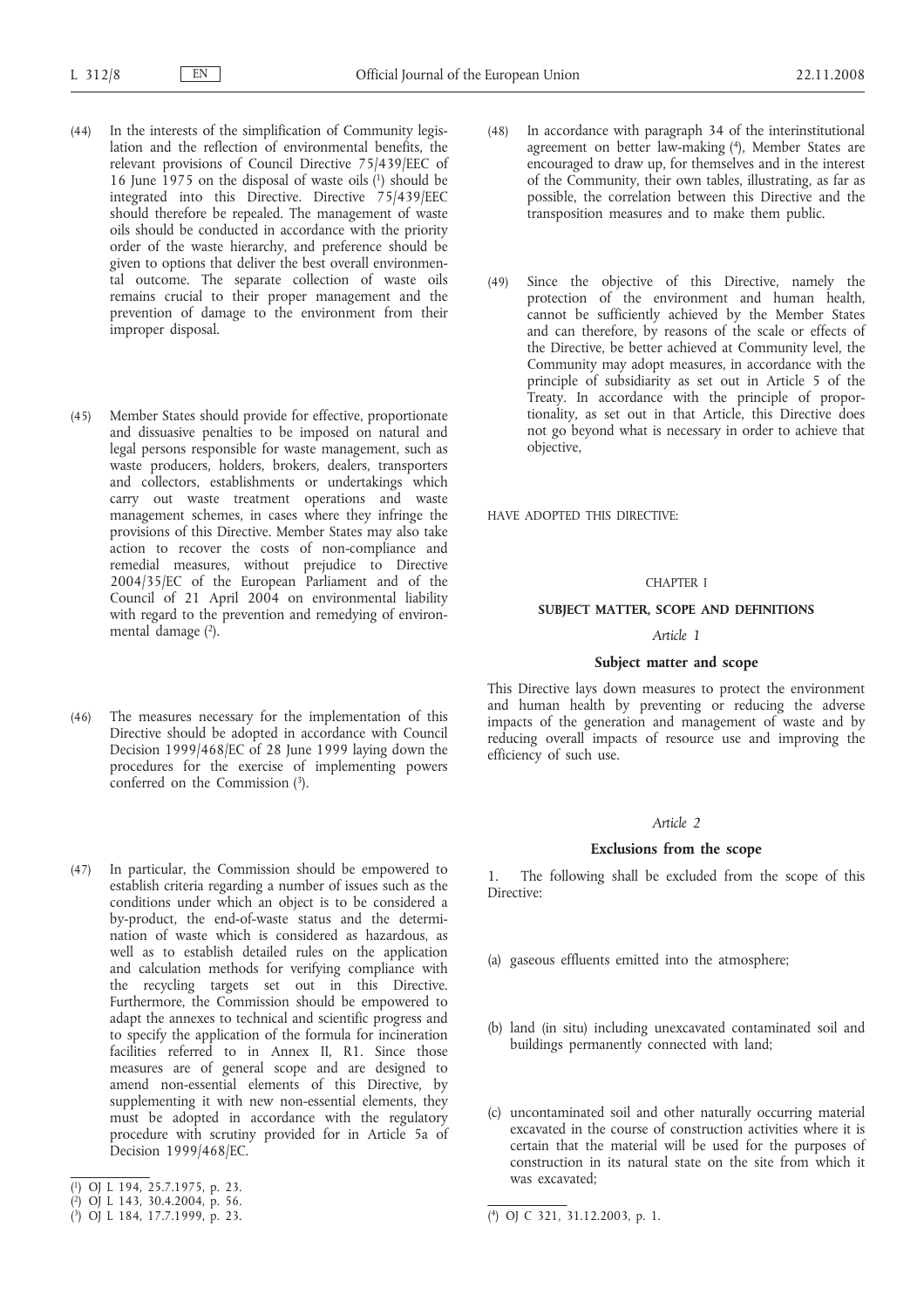(44) In the interests of the simplification of Community legislation and the reflection of environmental benefits, the relevant provisions of Council Directive 75/439/EEC of 16 June 1975 on the disposal of waste oils [1] should be integrated into this Directive. Directive 75/439/EEC should therefore be repealed. The management of waste oils should be conducted in accordance with the priority order of the waste hierarchy, and preference should be given to options that deliver the best overall environmental outcome. The separate collection of waste oils remains crucial to their proper management and the prevention of damage to the environment from their improper disposal.

(45) Member States should provide for effective, proportionate and dissuasive penalties to be imposed on natural and legal persons responsible for waste management, such as waste producers, holders, brokers, dealers, transporters and collectors, establishments or undertakings which carry out waste treatment operations and waste management schemes, in cases where they infringe the provisions of this Directive. Member States may also take action to recover the costs of non-compliance and remedial measures, without prejudice to Directive 2004/35/EC of the European Parliament and of the Council of 21 April 2004 on environmental liability with regard to the prevention and remedying of environmental damage [2].

(46) The measures necessary for the implementation of this Directive should be adopted in accordance with Council Decision 1999/468/EC of 28 June 1999 laying down the procedures for the exercise of implementing powers conferred on the Commission [3].

(47) In particular, the Commission should be empowered to establish criteria regarding a number of issues such as the conditions under which an object is to be considered a by-product, the end-of-waste status and the determination of waste which is considered as hazardous, as well as to establish detailed rules on the application and calculation methods for verifying compliance with the recycling targets set out in this Directive. Furthermore, the Commission should be empowered to adapt the annexes to technical and scientific progress and to specify the application of the formula for incineration facilities referred to in Annex II, R1. Since those measures are of general scope and are designed to amend non-essential elements of this Directive, by supplementing it with new non-essential elements, they must be adopted in accordance with the regulatory procedure with scrutiny provided for in Article 5a of Decision 1999/468/EC.

(48) In accordance with paragraph 34 of the interinstitutional agreement on better law-making [4], Member States are encouraged to draw up, for themselves and in the interest of the Community, their own tables, illustrating, as far as possible, the correlation between this Directive and the transposition measures and to make them public.

(49) Since the objective of this Directive, namely the protection of the environment and human health, cannot be sufficiently achieved by the Member States and can therefore, by reasons of the scale or effects of the Directive, be better achieved at Community level, the Community may adopt measures, in accordance with the principle of subsidiarity as set out in Article 5 of the Treaty. In accordance with the principle of proportionality, as set out in that Article, this Directive does not go beyond what is necessary in order to achieve that objective,

HAVE ADOPTED THIS DIRECTIVE:

## CHAPTER I

## SUBJECT MATTER, SCOPE AND DEFINITIONS

### *Article 1*

### Subject matter and scope

This Directive lays down measures to protect the environment and human health by preventing or reducing the adverse impacts of the generation and management of waste and by reducing overall impacts of resource use and improving the efficiency of such use.

### *Article 2*

### Exclusions from the scope

1. The following shall be excluded from the scope of this Directive:

(a) gaseous effluents emitted into the atmosphere;

(b) land (in situ) including unexcavated contaminated soil and buildings permanently connected with land;

(c) uncontaminated soil and other naturally occurring material excavated in the course of construction activities where it is certain that the material will be used for the purposes of construction in its natural state on the site from which it was excavated;

---

[1] OJ L 194, 25.7.1975, p. 23.

[2] OJ L 143, 30.4.2004, p. 56.

[3] OJ L 184, 17.7.1999, p. 23.

[4] OJ C 321, 31.12.2003, p. 1.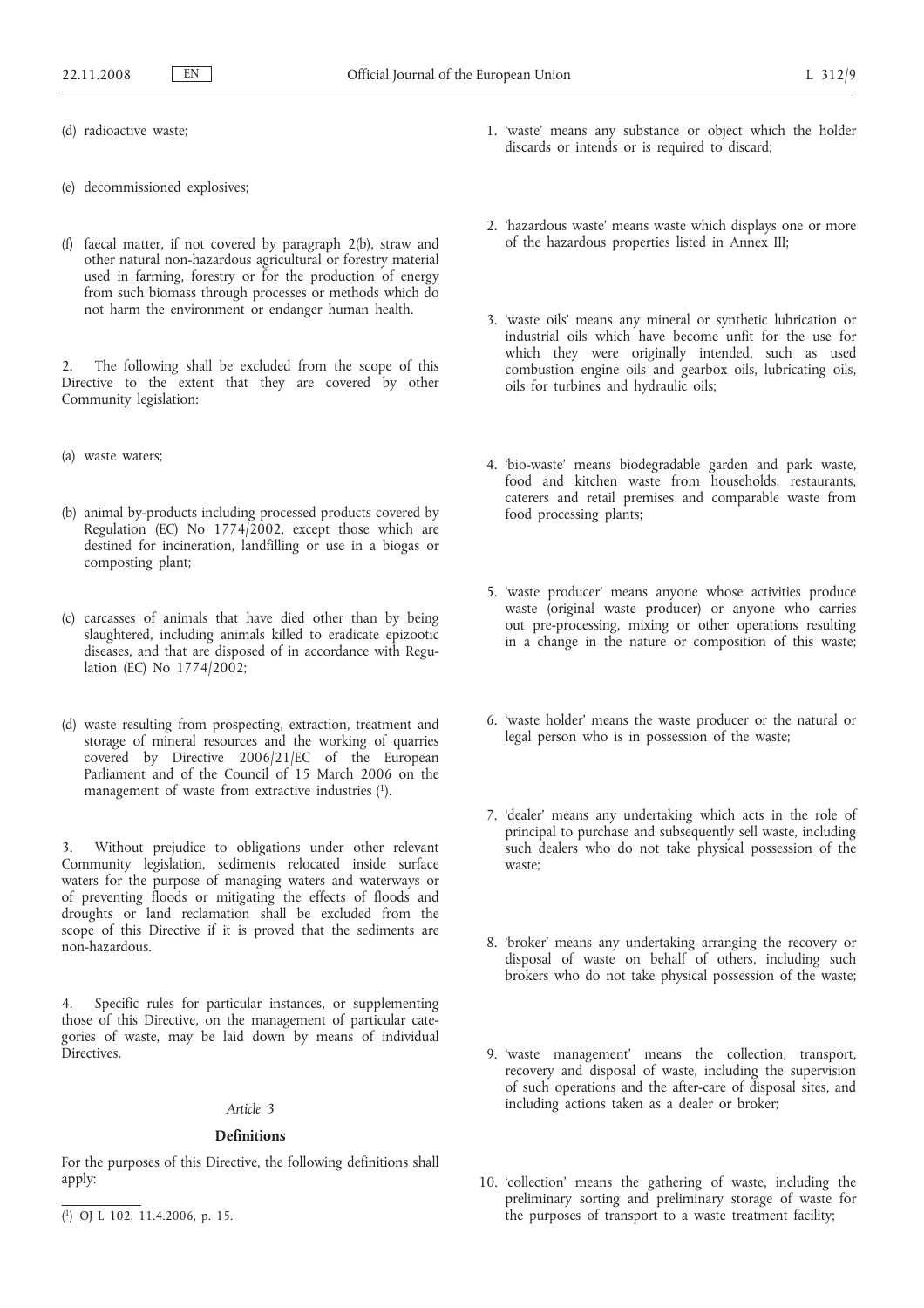(d) radioactive waste;

(e) decommissioned explosives;

(f) faecal matter, if not covered by paragraph 2(b), straw and other natural non-hazardous agricultural or forestry material used in farming, forestry or for the production of energy from such biomass through processes or methods which do not harm the environment or endanger human health.

2. The following shall be excluded from the scope of this Directive to the extent that they are covered by other Community legislation:

(a) waste waters;

(b) animal by-products including processed products covered by Regulation (EC) No 1774/2002, except those which are destined for incineration, landfilling or use in a biogas or composting plant;

(c) carcasses of animals that have died other than by being slaughtered, including animals killed to eradicate epizootic diseases, and that are disposed of in accordance with Regulation (EC) No 1774/2002;

(d) waste resulting from prospecting, extraction, treatment and storage of mineral resources and the working of quarries covered by Directive 2006/21/EC of the European Parliament and of the Council of 15 March 2006 on the management of waste from extractive industries [1].

3. Without prejudice to obligations under other relevant Community legislation, sediments relocated inside surface waters for the purpose of managing waters and waterways or of preventing floods or mitigating the effects of floods and droughts or land reclamation shall be excluded from the scope of this Directive if it is proved that the sediments are non-hazardous.

4. Specific rules for particular instances, or supplementing those of this Directive, on the management of particular categories of waste, may be laid down by means of individual Directives.

*Article 3*

**Definitions**

For the purposes of this Directive, the following definitions shall apply:

1. 'waste' means any substance or object which the holder discards or intends or is required to discard;

2. 'hazardous waste' means waste which displays one or more of the hazardous properties listed in Annex III;

3. 'waste oils' means any mineral or synthetic lubrication or industrial oils which have become unfit for the use for which they were originally intended, such as used combustion engine oils and gearbox oils, lubricating oils, oils for turbines and hydraulic oils;

4. 'bio-waste' means biodegradable garden and park waste, food and kitchen waste from households, restaurants, caterers and retail premises and comparable waste from food processing plants;

5. 'waste producer' means anyone whose activities produce waste (original waste producer) or anyone who carries out pre-processing, mixing or other operations resulting in a change in the nature or composition of this waste;

6. 'waste holder' means the waste producer or the natural or legal person who is in possession of the waste;

7. 'dealer' means any undertaking which acts in the role of principal to purchase and subsequently sell waste, including such dealers who do not take physical possession of the waste;

8. 'broker' means any undertaking arranging the recovery or disposal of waste on behalf of others, including such brokers who do not take physical possession of the waste;

9. 'waste management' means the collection, transport, recovery and disposal of waste, including the supervision of such operations and the after-care of disposal sites, and including actions taken as a dealer or broker;

10. 'collection' means the gathering of waste, including the preliminary sorting and preliminary storage of waste for the purposes of transport to a waste treatment facility;

[1] OJ L 102, 11.4.2006, p. 15.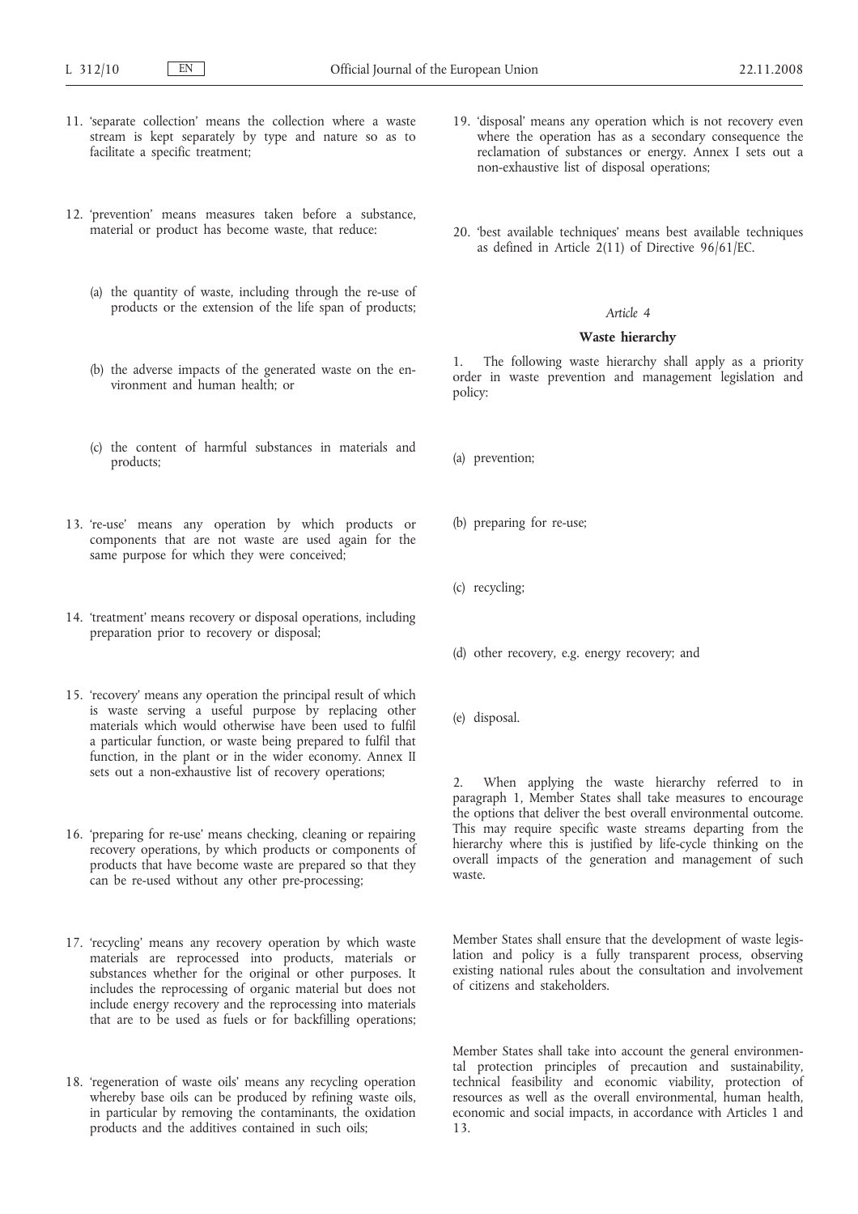11. 'separate collection' means the collection where a waste stream is kept separately by type and nature so as to facilitate a specific treatment;

12. 'prevention' means measures taken before a substance, material or product has become waste, that reduce:

    (a) the quantity of waste, including through the re-use of products or the extension of the life span of products;

    (b) the adverse impacts of the generated waste on the environment and human health; or

    (c) the content of harmful substances in materials and products;

13. 're-use' means any operation by which products or components that are not waste are used again for the same purpose for which they were conceived;

14. 'treatment' means recovery or disposal operations, including preparation prior to recovery or disposal;

15. 'recovery' means any operation the principal result of which is waste serving a useful purpose by replacing other materials which would otherwise have been used to fulfil a particular function, or waste being prepared to fulfil that function, in the plant or in the wider economy. Annex II sets out a non-exhaustive list of recovery operations;

16. 'preparing for re-use' means checking, cleaning or repairing recovery operations, by which products or components of products that have become waste are prepared so that they can be re-used without any other pre-processing;

17. 'recycling' means any recovery operation by which waste materials are reprocessed into products, materials or substances whether for the original or other purposes. It includes the reprocessing of organic material but does not include energy recovery and the reprocessing into materials that are to be used as fuels or for backfilling operations;

18. 'regeneration of waste oils' means any recycling operation whereby base oils can be produced by refining waste oils, in particular by removing the contaminants, the oxidation products and the additives contained in such oils;

19. 'disposal' means any operation which is not recovery even where the operation has as a secondary consequence the reclamation of substances or energy. Annex I sets out a non-exhaustive list of disposal operations;

20. 'best available techniques' means best available techniques as defined in Article 2(11) of Directive 96/61/EC.

*Article 4*

**Waste hierarchy**

1. The following waste hierarchy shall apply as a priority order in waste prevention and management legislation and policy:

(a) prevention;

(b) preparing for re-use;

(c) recycling;

(d) other recovery, e.g. energy recovery; and

(e) disposal.

2. When applying the waste hierarchy referred to in paragraph 1, Member States shall take measures to encourage the options that deliver the best overall environmental outcome. This may require specific waste streams departing from the hierarchy where this is justified by life-cycle thinking on the overall impacts of the generation and management of such waste.

Member States shall ensure that the development of waste legislation and policy is a fully transparent process, observing existing national rules about the consultation and involvement of citizens and stakeholders.

Member States shall take into account the general environmental protection principles of precaution and sustainability, technical feasibility and economic viability, protection of resources as well as the overall environmental, human health, economic and social impacts, in accordance with Articles 1 and 13.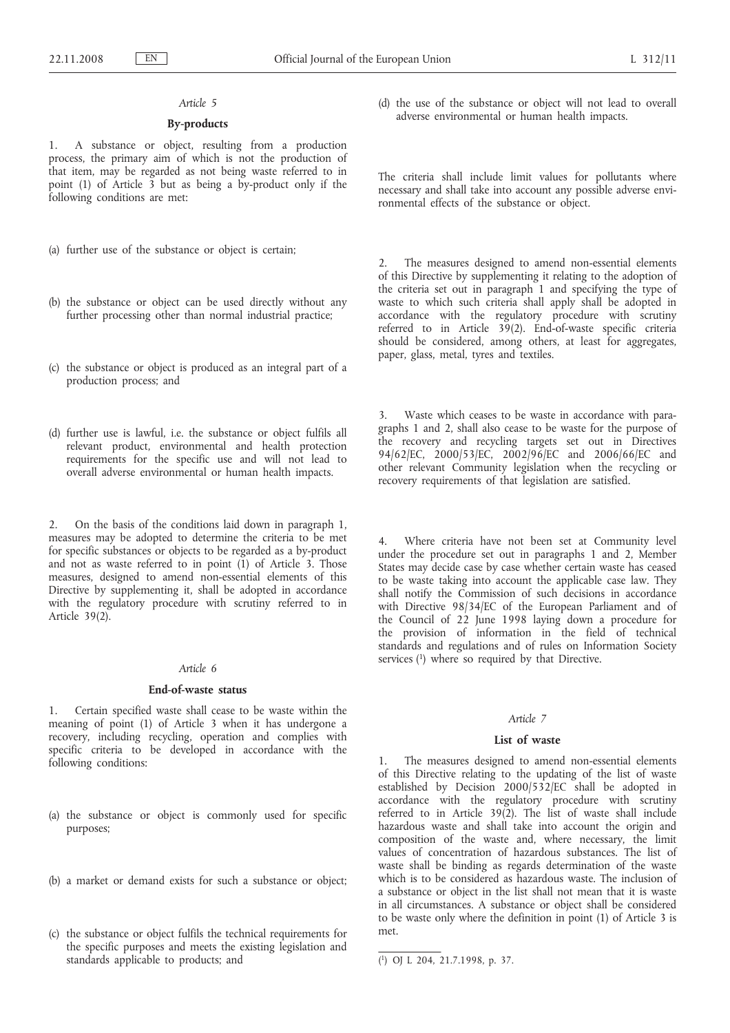### *Article 5*

#### By-products

1. A substance or object, resulting from a production process, the primary aim of which is not the production of that item, may be regarded as not being waste referred to in point (1) of Article 3 but as being a by-product only if the following conditions are met:

(a) further use of the substance or object is certain;

(b) the substance or object can be used directly without any further processing other than normal industrial practice;

(c) the substance or object is produced as an integral part of a production process; and

(d) further use is lawful, i.e. the substance or object fulfils all relevant product, environmental and health protection requirements for the specific use and will not lead to overall adverse environmental or human health impacts.

2. On the basis of the conditions laid down in paragraph 1, measures may be adopted to determine the criteria to be met for specific substances or objects to be regarded as a by-product and not as waste referred to in point (1) of Article 3. Those measures, designed to amend non-essential elements of this Directive by supplementing it, shall be adopted in accordance with the regulatory procedure with scrutiny referred to in Article 39(2).

### *Article 6*

#### End-of-waste status

1. Certain specified waste shall cease to be waste within the meaning of point (1) of Article 3 when it has undergone a recovery, including recycling, operation and complies with specific criteria to be developed in accordance with the following conditions:

(a) the substance or object is commonly used for specific purposes;

(b) a market or demand exists for such a substance or object;

(c) the substance or object fulfils the technical requirements for the specific purposes and meets the existing legislation and standards applicable to products; and

(d) the use of the substance or object will not lead to overall adverse environmental or human health impacts.

The criteria shall include limit values for pollutants where necessary and shall take into account any possible adverse environmental effects of the substance or object.

2. The measures designed to amend non-essential elements of this Directive by supplementing it relating to the adoption of the criteria set out in paragraph 1 and specifying the type of waste to which such criteria shall apply shall be adopted in accordance with the regulatory procedure with scrutiny referred to in Article 39(2). End-of-waste specific criteria should be considered, among others, at least for aggregates, paper, glass, metal, tyres and textiles.

3. Waste which ceases to be waste in accordance with paragraphs 1 and 2, shall also cease to be waste for the purpose of the recovery and recycling targets set out in Directives 94/62/EC, 2000/53/EC, 2002/96/EC and 2006/66/EC and other relevant Community legislation when the recycling or recovery requirements of that legislation are satisfied.

4. Where criteria have not been set at Community level under the procedure set out in paragraphs 1 and 2, Member States may decide case by case whether certain waste has ceased to be waste taking into account the applicable case law. They shall notify the Commission of such decisions in accordance with Directive 98/34/EC of the European Parliament and of the Council of 22 June 1998 laying down a procedure for the provision of information in the field of technical standards and regulations and of rules on Information Society services [1] where so required by that Directive.

### *Article 7*

#### List of waste

1. The measures designed to amend non-essential elements of this Directive relating to the updating of the list of waste established by Decision 2000/532/EC shall be adopted in accordance with the regulatory procedure with scrutiny referred to in Article 39(2). The list of waste shall include hazardous waste and shall take into account the origin and composition of the waste and, where necessary, the limit values of concentration of hazardous substances. The list of waste shall be binding as regards determination of the waste which is to be considered as hazardous waste. The inclusion of a substance or object in the list shall not mean that it is waste in all circumstances. A substance or object shall be considered to be waste only where the definition in point (1) of Article 3 is met.

---

[1] OJ L 204, 21.7.1998, p. 37.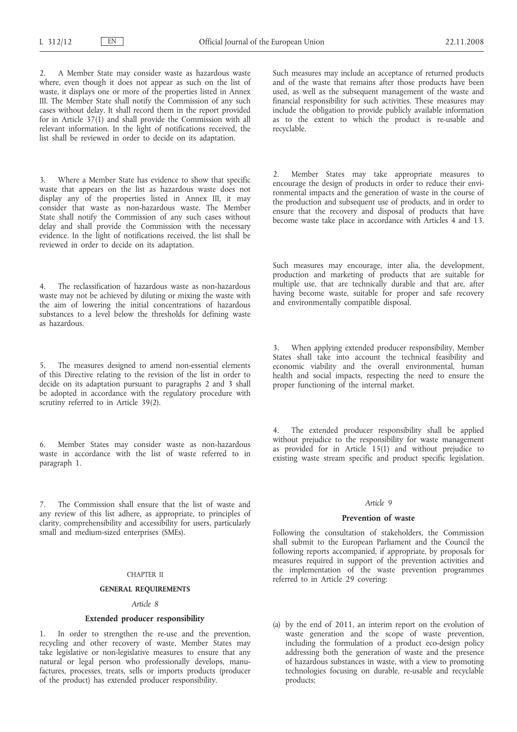2. A Member State may consider waste as hazardous waste where, even though it does not appear as such on the list of waste, it displays one or more of the properties listed in Annex III. The Member State shall notify the Commission of any such cases without delay. It shall record them in the report provided for in Article 37(1) and shall provide the Commission with all relevant information. In the light of notifications received, the list shall be reviewed in order to decide on its adaptation.

3. Where a Member State has evidence to show that specific waste that appears on the list as hazardous waste does not display any of the properties listed in Annex III, it may consider that waste as non-hazardous waste. The Member State shall notify the Commission of any such cases without delay and shall provide the Commission with the necessary evidence. In the light of notifications received, the list shall be reviewed in order to decide on its adaptation.

4. The reclassification of hazardous waste as non-hazardous waste may not be achieved by diluting or mixing the waste with the aim of lowering the initial concentrations of hazardous substances to a level below the thresholds for defining waste as hazardous.

5. The measures designed to amend non-essential elements of this Directive relating to the revision of the list in order to decide on its adaptation pursuant to paragraphs 2 and 3 shall be adopted in accordance with the regulatory procedure with scrutiny referred to in Article 39(2).

6. Member States may consider waste as non-hazardous waste in accordance with the list of waste referred to in paragraph 1.

7. The Commission shall ensure that the list of waste and any review of this list adhere, as appropriate, to principles of clarity, comprehensibility and accessibility for users, particularly small and medium-sized enterprises (SMEs).

## CHAPTER II

## GENERAL REQUIREMENTS

### *Article 8*

### Extended producer responsibility

1. In order to strengthen the re-use and the prevention, recycling and other recovery of waste, Member States may take legislative or non-legislative measures to ensure that any natural or legal person who professionally develops, manufactures, processes, treats, sells or imports products (producer of the product) has extended producer responsibility.

Such measures may include an acceptance of returned products and of the waste that remains after those products have been used, as well as the subsequent management of the waste and financial responsibility for such activities. These measures may include the obligation to provide publicly available information as to the extent to which the product is re-usable and recyclable.

2. Member States may take appropriate measures to encourage the design of products in order to reduce their environmental impacts and the generation of waste in the course of the production and subsequent use of products, and in order to ensure that the recovery and disposal of products that have become waste take place in accordance with Articles 4 and 13.

Such measures may encourage, inter alia, the development, production and marketing of products that are suitable for multiple use, that are technically durable and that are, after having become waste, suitable for proper and safe recovery and environmentally compatible disposal.

3. When applying extended producer responsibility, Member States shall take into account the technical feasibility and economic viability and the overall environmental, human health and social impacts, respecting the need to ensure the proper functioning of the internal market.

4. The extended producer responsibility shall be applied without prejudice to the responsibility for waste management as provided for in Article 15(1) and without prejudice to existing waste stream specific and product specific legislation.

### *Article 9*

### Prevention of waste

Following the consultation of stakeholders, the Commission shall submit to the European Parliament and the Council the following reports accompanied, if appropriate, by proposals for measures required in support of the prevention activities and the implementation of the waste prevention programmes referred to in Article 29 covering:

(a) by the end of 2011, an interim report on the evolution of waste generation and the scope of waste prevention, including the formulation of a product eco-design policy addressing both the generation of waste and the presence of hazardous substances in waste, with a view to promoting technologies focusing on durable, re-usable and recyclable products;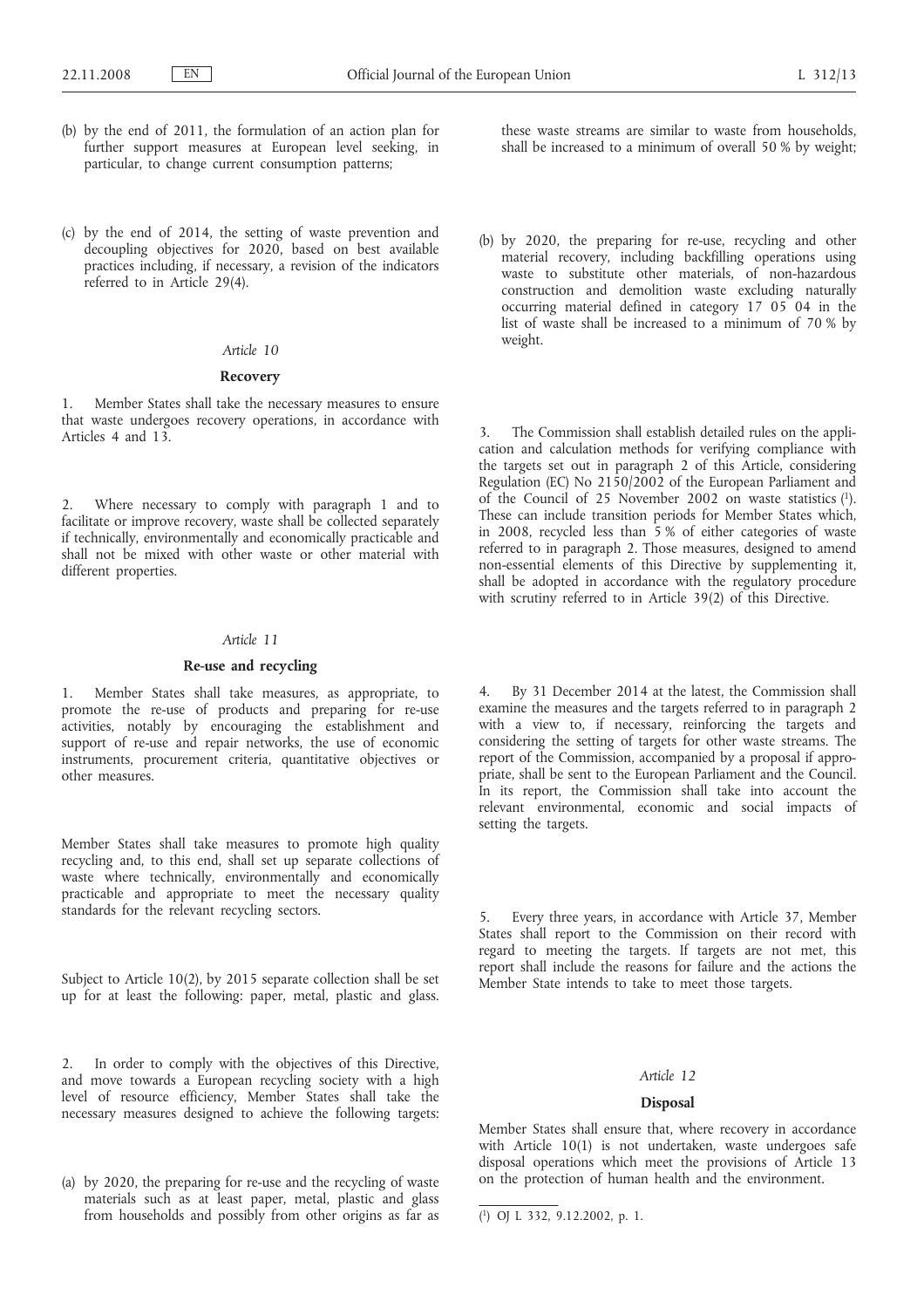(b) by the end of 2011, the formulation of an action plan for further support measures at European level seeking, in particular, to change current consumption patterns;

(c) by the end of 2014, the setting of waste prevention and decoupling objectives for 2020, based on best available practices including, if necessary, a revision of the indicators referred to in Article 29(4).

*Article 10*

**Recovery**

1. Member States shall take the necessary measures to ensure that waste undergoes recovery operations, in accordance with Articles 4 and 13.

2. Where necessary to comply with paragraph 1 and to facilitate or improve recovery, waste shall be collected separately if technically, environmentally and economically practicable and shall not be mixed with other waste or other material with different properties.

*Article 11*

**Re-use and recycling**

1. Member States shall take measures, as appropriate, to promote the re-use of products and preparing for re-use activities, notably by encouraging the establishment and support of re-use and repair networks, the use of economic instruments, procurement criteria, quantitative objectives or other measures.

Member States shall take measures to promote high quality recycling and, to this end, shall set up separate collections of waste where technically, environmentally and economically practicable and appropriate to meet the necessary quality standards for the relevant recycling sectors.

Subject to Article 10(2), by 2015 separate collection shall be set up for at least the following: paper, metal, plastic and glass.

2. In order to comply with the objectives of this Directive, and move towards a European recycling society with a high level of resource efficiency, Member States shall take the necessary measures designed to achieve the following targets:

(a) by 2020, the preparing for re-use and the recycling of waste materials such as at least paper, metal, plastic and glass from households and possibly from other origins as far as these waste streams are similar to waste from households, shall be increased to a minimum of overall 50 % by weight;

(b) by 2020, the preparing for re-use, recycling and other material recovery, including backfilling operations using waste to substitute other materials, of non-hazardous construction and demolition waste excluding naturally occurring material defined in category 17 05 04 in the list of waste shall be increased to a minimum of 70 % by weight.

3. The Commission shall establish detailed rules on the application and calculation methods for verifying compliance with the targets set out in paragraph 2 of this Article, considering Regulation (EC) No 2150/2002 of the European Parliament and of the Council of 25 November 2002 on waste statistics [1]. These can include transition periods for Member States which, in 2008, recycled less than 5 % of either categories of waste referred to in paragraph 2. Those measures, designed to amend non-essential elements of this Directive by supplementing it, shall be adopted in accordance with the regulatory procedure with scrutiny referred to in Article 39(2) of this Directive.

4. By 31 December 2014 at the latest, the Commission shall examine the measures and the targets referred to in paragraph 2 with a view to, if necessary, reinforcing the targets and considering the setting of targets for other waste streams. The report of the Commission, accompanied by a proposal if appropriate, shall be sent to the European Parliament and the Council. In its report, the Commission shall take into account the relevant environmental, economic and social impacts of setting the targets.

5. Every three years, in accordance with Article 37, Member States shall report to the Commission on their record with regard to meeting the targets. If targets are not met, this report shall include the reasons for failure and the actions the Member State intends to take to meet those targets.

*Article 12*

**Disposal**

Member States shall ensure that, where recovery in accordance with Article 10(1) is not undertaken, waste undergoes safe disposal operations which meet the provisions of Article 13 on the protection of human health and the environment.

---

[1] OJ L 332, 9.12.2002, p. 1.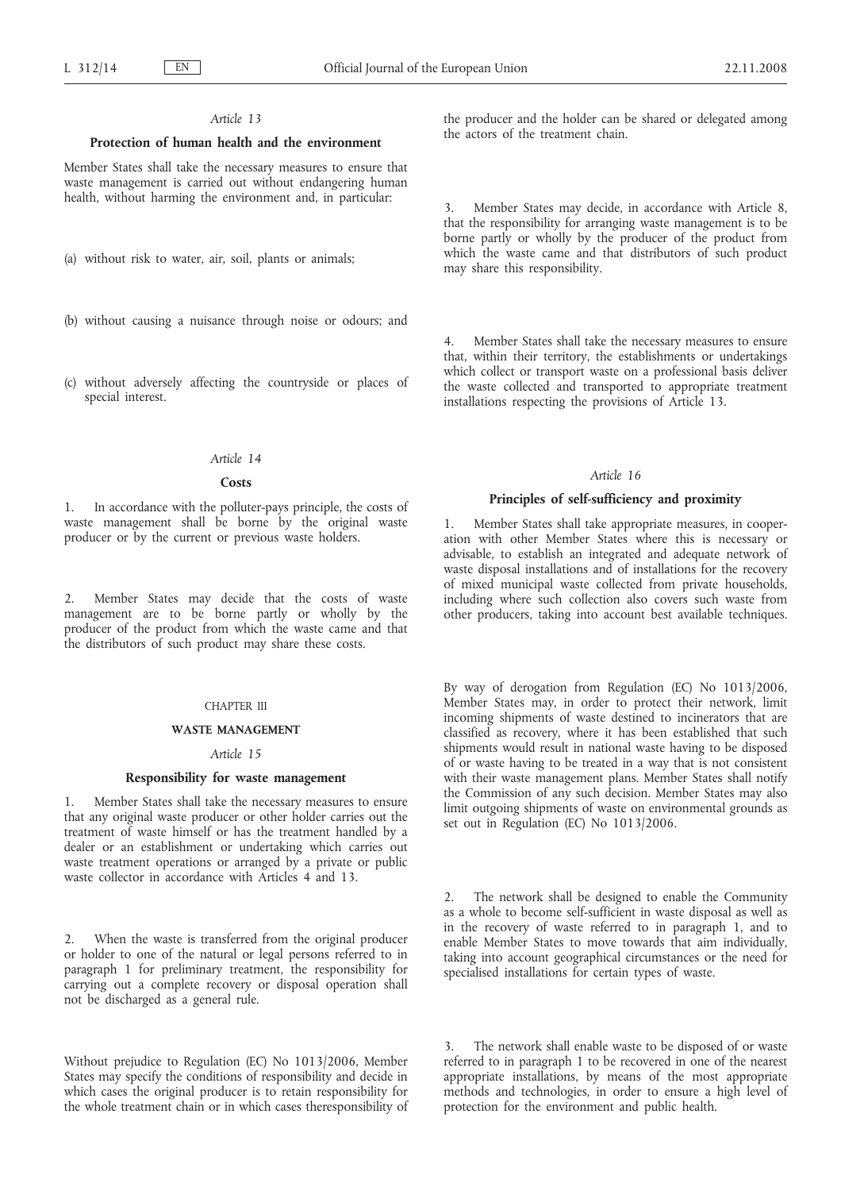*Article 13*

**Protection of human health and the environment**

Member States shall take the necessary measures to ensure that waste management is carried out without endangering human health, without harming the environment and, in particular:

(a) without risk to water, air, soil, plants or animals;

(b) without causing a nuisance through noise or odours; and

(c) without adversely affecting the countryside or places of special interest.

*Article 14*

**Costs**

1. In accordance with the polluter-pays principle, the costs of waste management shall be borne by the original waste producer or by the current or previous waste holders.

2. Member States may decide that the costs of waste management are to be borne partly or wholly by the producer of the product from which the waste came and that the distributors of such product may share these costs.

CHAPTER III

**WASTE MANAGEMENT**

*Article 15*

**Responsibility for waste management**

1. Member States shall take the necessary measures to ensure that any original waste producer or other holder carries out the treatment of waste himself or has the treatment handled by a dealer or an establishment or undertaking which carries out waste treatment operations or arranged by a private or public waste collector in accordance with Articles 4 and 13.

2. When the waste is transferred from the original producer or holder to one of the natural or legal persons referred to in paragraph 1 for preliminary treatment, the responsibility for carrying out a complete recovery or disposal operation shall not be discharged as a general rule.

Without prejudice to Regulation (EC) No 1013/2006, Member States may specify the conditions of responsibility and decide in which cases the original producer is to retain responsibility for the whole treatment chain or in which cases theresponsibility of the producer and the holder can be shared or delegated among the actors of the treatment chain.

3. Member States may decide, in accordance with Article 8, that the responsibility for arranging waste management is to be borne partly or wholly by the producer of the product from which the waste came and that distributors of such product may share this responsibility.

4. Member States shall take the necessary measures to ensure that, within their territory, the establishments or undertakings which collect or transport waste on a professional basis deliver the waste collected and transported to appropriate treatment installations respecting the provisions of Article 13.

*Article 16*

**Principles of self-sufficiency and proximity**

1. Member States shall take appropriate measures, in cooperation with other Member States where this is necessary or advisable, to establish an integrated and adequate network of waste disposal installations and of installations for the recovery of mixed municipal waste collected from private households, including where such collection also covers such waste from other producers, taking into account best available techniques.

By way of derogation from Regulation (EC) No 1013/2006, Member States may, in order to protect their network, limit incoming shipments of waste destined to incinerators that are classified as recovery, where it has been established that such shipments would result in national waste having to be disposed of or waste having to be treated in a way that is not consistent with their waste management plans. Member States shall notify the Commission of any such decision. Member States may also limit outgoing shipments of waste on environmental grounds as set out in Regulation (EC) No 1013/2006.

2. The network shall be designed to enable the Community as a whole to become self-sufficient in waste disposal as well as in the recovery of waste referred to in paragraph 1, and to enable Member States to move towards that aim individually, taking into account geographical circumstances or the need for specialised installations for certain types of waste.

3. The network shall enable waste to be disposed of or waste referred to in paragraph 1 to be recovered in one of the nearest appropriate installations, by means of the most appropriate methods and technologies, in order to ensure a high level of protection for the environment and public health.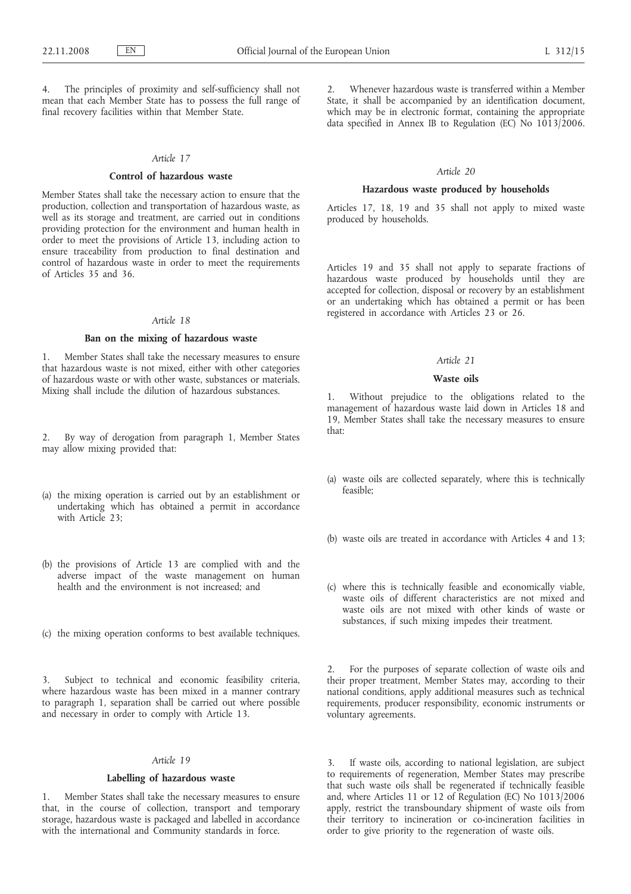4. The principles of proximity and self-sufficiency shall not mean that each Member State has to possess the full range of final recovery facilities within that Member State.

*Article 17*

**Control of hazardous waste**

Member States shall take the necessary action to ensure that the production, collection and transportation of hazardous waste, as well as its storage and treatment, are carried out in conditions providing protection for the environment and human health in order to meet the provisions of Article 13, including action to ensure traceability from production to final destination and control of hazardous waste in order to meet the requirements of Articles 35 and 36.

*Article 18*

**Ban on the mixing of hazardous waste**

1. Member States shall take the necessary measures to ensure that hazardous waste is not mixed, either with other categories of hazardous waste or with other waste, substances or materials. Mixing shall include the dilution of hazardous substances.

2. By way of derogation from paragraph 1, Member States may allow mixing provided that:

(a) the mixing operation is carried out by an establishment or undertaking which has obtained a permit in accordance with Article 23;

(b) the provisions of Article 13 are complied with and the adverse impact of the waste management on human health and the environment is not increased; and

(c) the mixing operation conforms to best available techniques.

3. Subject to technical and economic feasibility criteria, where hazardous waste has been mixed in a manner contrary to paragraph 1, separation shall be carried out where possible and necessary in order to comply with Article 13.

*Article 19*

**Labelling of hazardous waste**

1. Member States shall take the necessary measures to ensure that, in the course of collection, transport and temporary storage, hazardous waste is packaged and labelled in accordance with the international and Community standards in force.

2. Whenever hazardous waste is transferred within a Member State, it shall be accompanied by an identification document, which may be in electronic format, containing the appropriate data specified in Annex IB to Regulation (EC) No 1013/2006.

*Article 20*

**Hazardous waste produced by households**

Articles 17, 18, 19 and 35 shall not apply to mixed waste produced by households.

Articles 19 and 35 shall not apply to separate fractions of hazardous waste produced by households until they are accepted for collection, disposal or recovery by an establishment or an undertaking which has obtained a permit or has been registered in accordance with Articles 23 or 26.

*Article 21*

**Waste oils**

1. Without prejudice to the obligations related to the management of hazardous waste laid down in Articles 18 and 19, Member States shall take the necessary measures to ensure that:

(a) waste oils are collected separately, where this is technically feasible;

(b) waste oils are treated in accordance with Articles 4 and 13;

(c) where this is technically feasible and economically viable, waste oils of different characteristics are not mixed and waste oils are not mixed with other kinds of waste or substances, if such mixing impedes their treatment.

2. For the purposes of separate collection of waste oils and their proper treatment, Member States may, according to their national conditions, apply additional measures such as technical requirements, producer responsibility, economic instruments or voluntary agreements.

3. If waste oils, according to national legislation, are subject to requirements of regeneration, Member States may prescribe that such waste oils shall be regenerated if technically feasible and, where Articles 11 or 12 of Regulation (EC) No 1013/2006 apply, restrict the transboundary shipment of waste oils from their territory to incineration or co-incineration facilities in order to give priority to the regeneration of waste oils.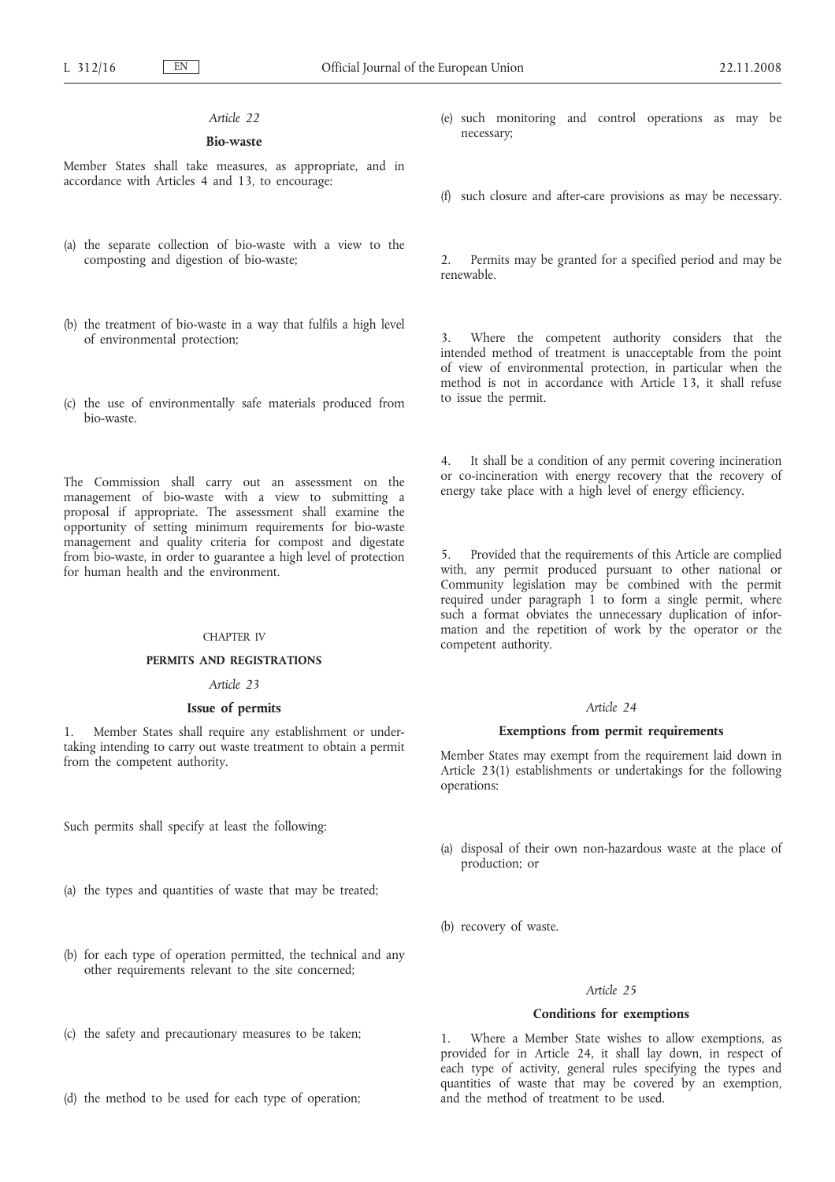*Article 22*

**Bio-waste**

Member States shall take measures, as appropriate, and in accordance with Articles 4 and 13, to encourage:

(a) the separate collection of bio-waste with a view to the composting and digestion of bio-waste;

(b) the treatment of bio-waste in a way that fulfils a high level of environmental protection;

(c) the use of environmentally safe materials produced from bio-waste.

The Commission shall carry out an assessment on the management of bio-waste with a view to submitting a proposal if appropriate. The assessment shall examine the opportunity of setting minimum requirements for bio-waste management and quality criteria for compost and digestate from bio-waste, in order to guarantee a high level of protection for human health and the environment.

## CHAPTER IV

## PERMITS AND REGISTRATIONS

*Article 23*

**Issue of permits**

1. Member States shall require any establishment or undertaking intending to carry out waste treatment to obtain a permit from the competent authority.

Such permits shall specify at least the following:

(a) the types and quantities of waste that may be treated;

(b) for each type of operation permitted, the technical and any other requirements relevant to the site concerned;

(c) the safety and precautionary measures to be taken;

(d) the method to be used for each type of operation;

(e) such monitoring and control operations as may be necessary;

(f) such closure and after-care provisions as may be necessary.

2. Permits may be granted for a specified period and may be renewable.

3. Where the competent authority considers that the intended method of treatment is unacceptable from the point of view of environmental protection, in particular when the method is not in accordance with Article 13, it shall refuse to issue the permit.

4. It shall be a condition of any permit covering incineration or co-incineration with energy recovery that the recovery of energy take place with a high level of energy efficiency.

5. Provided that the requirements of this Article are complied with, any permit produced pursuant to other national or Community legislation may be combined with the permit required under paragraph 1 to form a single permit, where such a format obviates the unnecessary duplication of information and the repetition of work by the operator or the competent authority.

*Article 24*

**Exemptions from permit requirements**

Member States may exempt from the requirement laid down in Article 23(1) establishments or undertakings for the following operations:

(a) disposal of their own non-hazardous waste at the place of production; or

(b) recovery of waste.

*Article 25*

**Conditions for exemptions**

1. Where a Member State wishes to allow exemptions, as provided for in Article 24, it shall lay down, in respect of each type of activity, general rules specifying the types and quantities of waste that may be covered by an exemption, and the method of treatment to be used.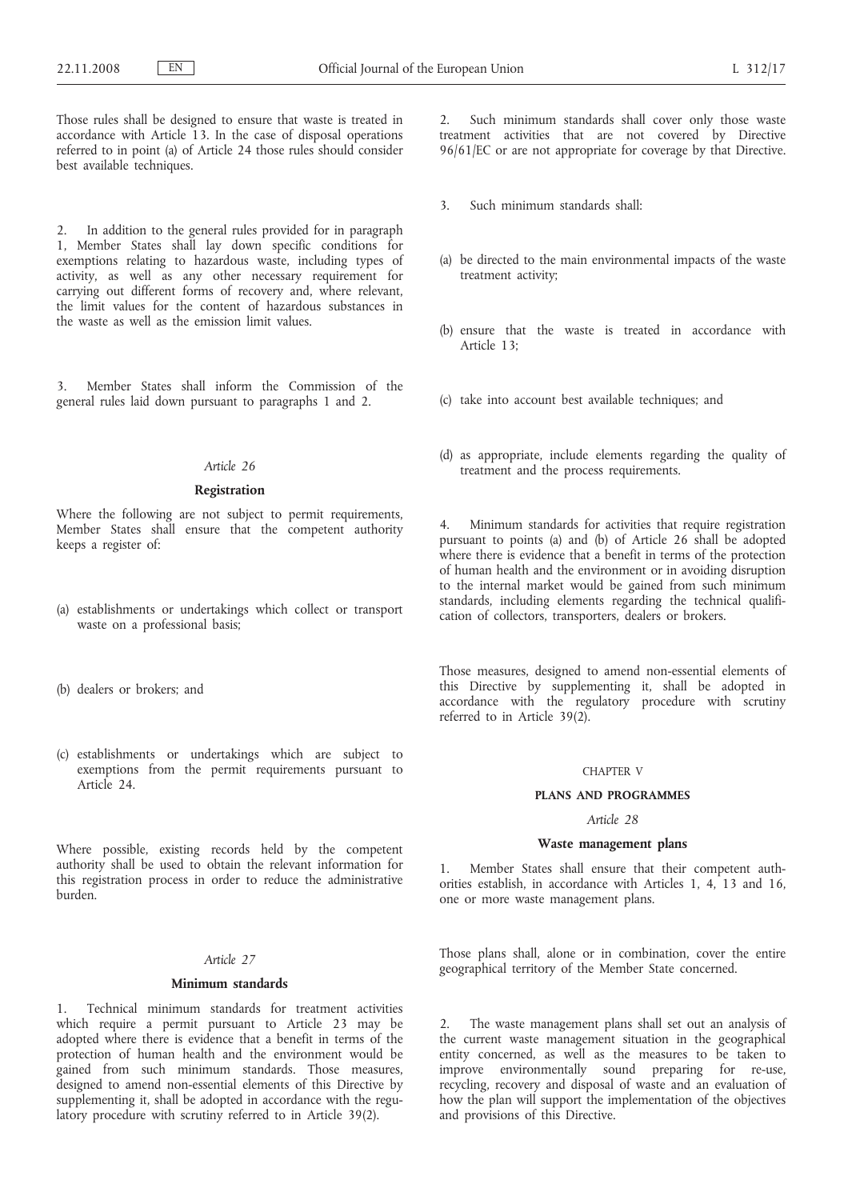Those rules shall be designed to ensure that waste is treated in accordance with Article 13. In the case of disposal operations referred to in point (a) of Article 24 those rules should consider best available techniques.

2. In addition to the general rules provided for in paragraph 1, Member States shall lay down specific conditions for exemptions relating to hazardous waste, including types of activity, as well as any other necessary requirement for carrying out different forms of recovery and, where relevant, the limit values for the content of hazardous substances in the waste as well as the emission limit values.

3. Member States shall inform the Commission of the general rules laid down pursuant to paragraphs 1 and 2.

*Article 26*

**Registration**

Where the following are not subject to permit requirements, Member States shall ensure that the competent authority keeps a register of:

(a) establishments or undertakings which collect or transport waste on a professional basis;

(b) dealers or brokers; and

(c) establishments or undertakings which are subject to exemptions from the permit requirements pursuant to Article 24.

Where possible, existing records held by the competent authority shall be used to obtain the relevant information for this registration process in order to reduce the administrative burden.

*Article 27*

**Minimum standards**

1. Technical minimum standards for treatment activities which require a permit pursuant to Article 23 may be adopted where there is evidence that a benefit in terms of the protection of human health and the environment would be gained from such minimum standards. Those measures, designed to amend non-essential elements of this Directive by supplementing it, shall be adopted in accordance with the regulatory procedure with scrutiny referred to in Article 39(2).

2. Such minimum standards shall cover only those waste treatment activities that are not covered by Directive 96/61/EC or are not appropriate for coverage by that Directive.

3. Such minimum standards shall:

(a) be directed to the main environmental impacts of the waste treatment activity;

(b) ensure that the waste is treated in accordance with Article 13;

(c) take into account best available techniques; and

(d) as appropriate, include elements regarding the quality of treatment and the process requirements.

4. Minimum standards for activities that require registration pursuant to points (a) and (b) of Article 26 shall be adopted where there is evidence that a benefit in terms of the protection of human health and the environment or in avoiding disruption to the internal market would be gained from such minimum standards, including elements regarding the technical qualification of collectors, transporters, dealers or brokers.

Those measures, designed to amend non-essential elements of this Directive by supplementing it, shall be adopted in accordance with the regulatory procedure with scrutiny referred to in Article 39(2).

CHAPTER V

**PLANS AND PROGRAMMES**

*Article 28*

**Waste management plans**

1. Member States shall ensure that their competent authorities establish, in accordance with Articles 1, 4, 13 and 16, one or more waste management plans.

Those plans shall, alone or in combination, cover the entire geographical territory of the Member State concerned.

2. The waste management plans shall set out an analysis of the current waste management situation in the geographical entity concerned, as well as the measures to be taken to improve environmentally sound preparing for re-use, recycling, recovery and disposal of waste and an evaluation of how the plan will support the implementation of the objectives and provisions of this Directive.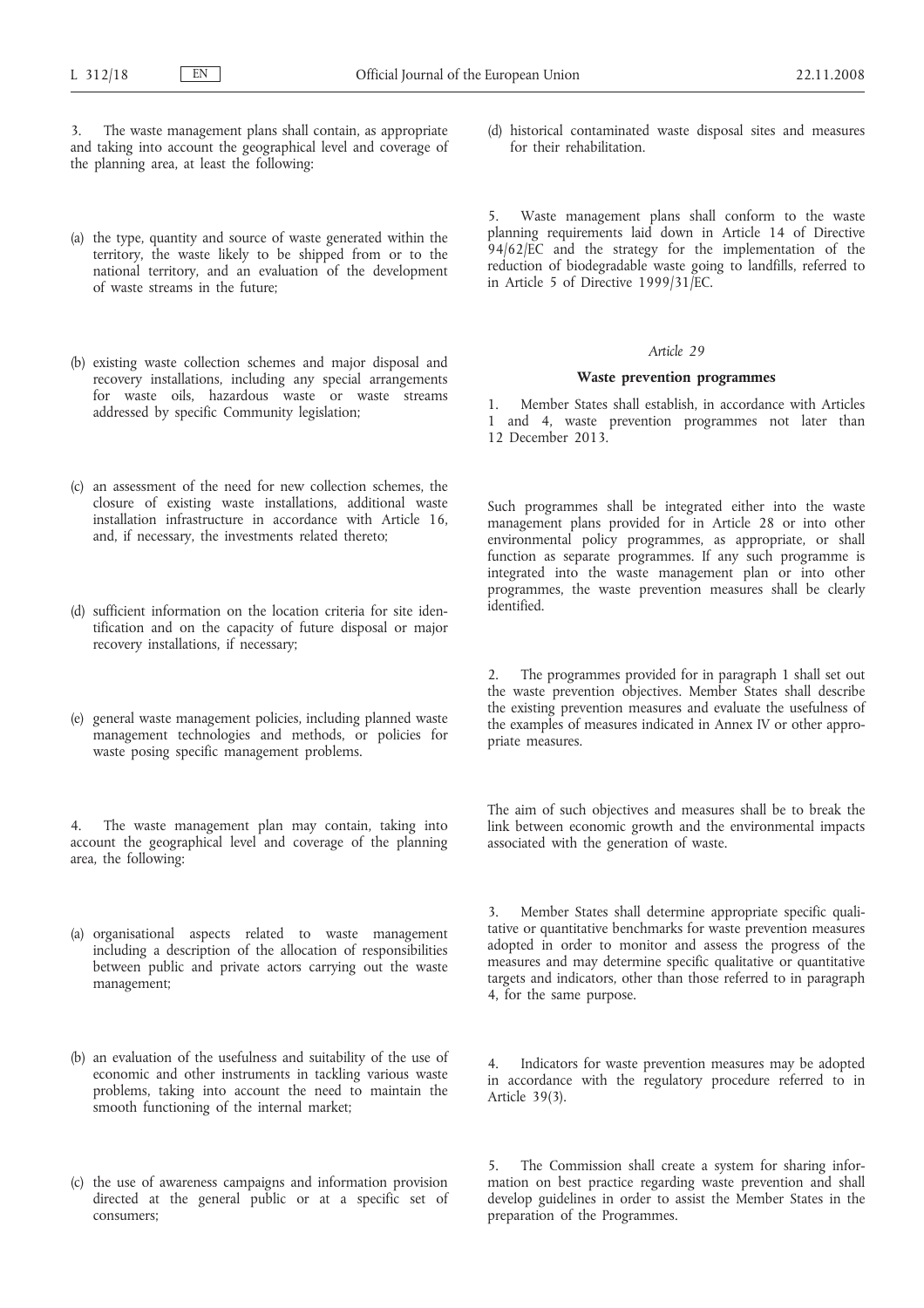3. The waste management plans shall contain, as appropriate and taking into account the geographical level and coverage of the planning area, at least the following:

(a) the type, quantity and source of waste generated within the territory, the waste likely to be shipped from or to the national territory, and an evaluation of the development of waste streams in the future;

(b) existing waste collection schemes and major disposal and recovery installations, including any special arrangements for waste oils, hazardous waste or waste streams addressed by specific Community legislation;

(c) an assessment of the need for new collection schemes, the closure of existing waste installations, additional waste installation infrastructure in accordance with Article 16, and, if necessary, the investments related thereto;

(d) sufficient information on the location criteria for site identification and on the capacity of future disposal or major recovery installations, if necessary;

(e) general waste management policies, including planned waste management technologies and methods, or policies for waste posing specific management problems.

4. The waste management plan may contain, taking into account the geographical level and coverage of the planning area, the following:

(a) organisational aspects related to waste management including a description of the allocation of responsibilities between public and private actors carrying out the waste management;

(b) an evaluation of the usefulness and suitability of the use of economic and other instruments in tackling various waste problems, taking into account the need to maintain the smooth functioning of the internal market;

(c) the use of awareness campaigns and information provision directed at the general public or at a specific set of consumers;

(d) historical contaminated waste disposal sites and measures for their rehabilitation.

5. Waste management plans shall conform to the waste planning requirements laid down in Article 14 of Directive 94/62/EC and the strategy for the implementation of the reduction of biodegradable waste going to landfills, referred to in Article 5 of Directive 1999/31/EC.

*Article 29*

**Waste prevention programmes**

1. Member States shall establish, in accordance with Articles 1 and 4, waste prevention programmes not later than 12 December 2013.

Such programmes shall be integrated either into the waste management plans provided for in Article 28 or into other environmental policy programmes, as appropriate, or shall function as separate programmes. If any such programme is integrated into the waste management plan or into other programmes, the waste prevention measures shall be clearly identified.

2. The programmes provided for in paragraph 1 shall set out the waste prevention objectives. Member States shall describe the existing prevention measures and evaluate the usefulness of the examples of measures indicated in Annex IV or other appropriate measures.

The aim of such objectives and measures shall be to break the link between economic growth and the environmental impacts associated with the generation of waste.

3. Member States shall determine appropriate specific qualitative or quantitative benchmarks for waste prevention measures adopted in order to monitor and assess the progress of the measures and may determine specific qualitative or quantitative targets and indicators, other than those referred to in paragraph 4, for the same purpose.

4. Indicators for waste prevention measures may be adopted in accordance with the regulatory procedure referred to in Article 39(3).

5. The Commission shall create a system for sharing information on best practice regarding waste prevention and shall develop guidelines in order to assist the Member States in the preparation of the Programmes.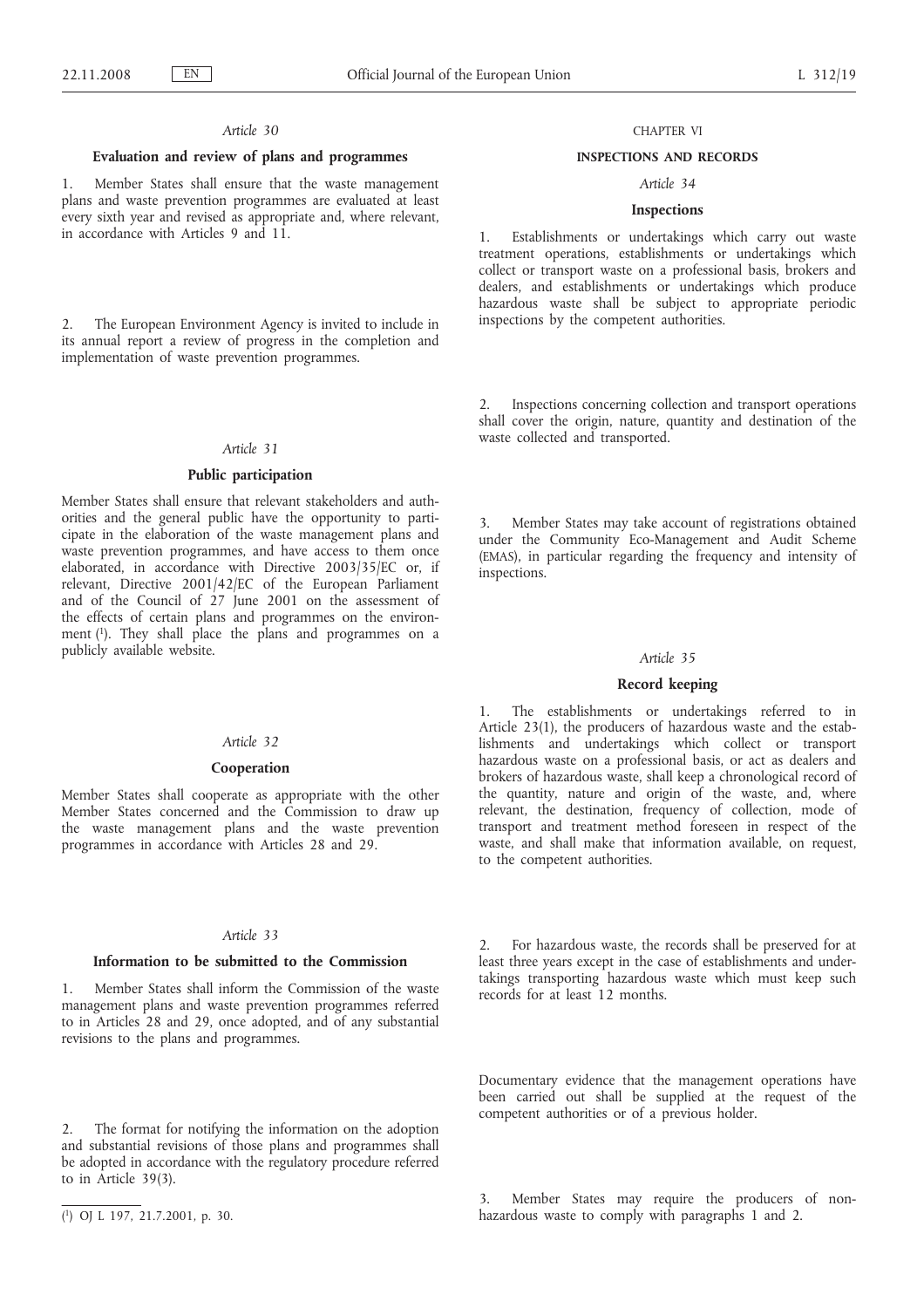*Article 30*

**Evaluation and review of plans and programmes**

1. Member States shall ensure that the waste management plans and waste prevention programmes are evaluated at least every sixth year and revised as appropriate and, where relevant, in accordance with Articles 9 and 11.

2. The European Environment Agency is invited to include in its annual report a review of progress in the completion and implementation of waste prevention programmes.

*Article 31*

**Public participation**

Member States shall ensure that relevant stakeholders and authorities and the general public have the opportunity to participate in the elaboration of the waste management plans and waste prevention programmes, and have access to them once elaborated, in accordance with Directive 2003/35/EC or, if relevant, Directive 2001/42/EC of the European Parliament and of the Council of 27 June 2001 on the assessment of the effects of certain plans and programmes on the environment [1]. They shall place the plans and programmes on a publicly available website.

*Article 32*

**Cooperation**

Member States shall cooperate as appropriate with the other Member States concerned and the Commission to draw up the waste management plans and the waste prevention programmes in accordance with Articles 28 and 29.

*Article 33*

**Information to be submitted to the Commission**

1. Member States shall inform the Commission of the waste management plans and waste prevention programmes referred to in Articles 28 and 29, once adopted, and of any substantial revisions to the plans and programmes.

2. The format for notifying the information on the adoption and substantial revisions of those plans and programmes shall be adopted in accordance with the regulatory procedure referred to in Article 39(3).

CHAPTER VI

**INSPECTIONS AND RECORDS**

*Article 34*

**Inspections**

1. Establishments or undertakings which carry out waste treatment operations, establishments or undertakings which collect or transport waste on a professional basis, brokers and dealers, and establishments or undertakings which produce hazardous waste shall be subject to appropriate periodic inspections by the competent authorities.

2. Inspections concerning collection and transport operations shall cover the origin, nature, quantity and destination of the waste collected and transported.

3. Member States may take account of registrations obtained under the Community Eco-Management and Audit Scheme (EMAS), in particular regarding the frequency and intensity of inspections.

*Article 35*

**Record keeping**

1. The establishments or undertakings referred to in Article 23(1), the producers of hazardous waste and the establishments and undertakings which collect or transport hazardous waste on a professional basis, or act as dealers and brokers of hazardous waste, shall keep a chronological record of the quantity, nature and origin of the waste, and, where relevant, the destination, frequency of collection, mode of transport and treatment method foreseen in respect of the waste, and shall make that information available, on request, to the competent authorities.

2. For hazardous waste, the records shall be preserved for at least three years except in the case of establishments and undertakings transporting hazardous waste which must keep such records for at least 12 months.

Documentary evidence that the management operations have been carried out shall be supplied at the request of the competent authorities or of a previous holder.

3. Member States may require the producers of non-hazardous waste to comply with paragraphs 1 and 2.

---

[1] OJ L 197, 21.7.2001, p. 30.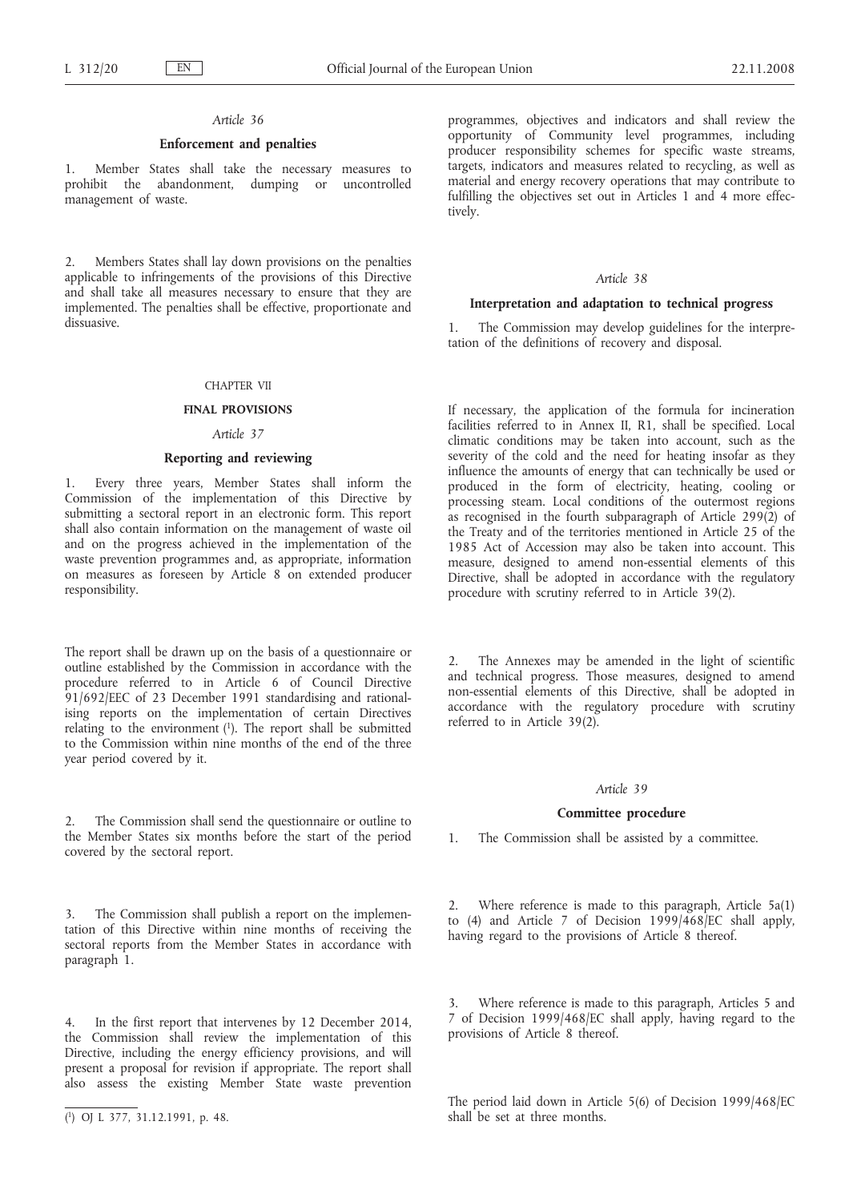*Article 36*

**Enforcement and penalties**

1. Member States shall take the necessary measures to prohibit the abandonment, dumping or uncontrolled management of waste.

2. Members States shall lay down provisions on the penalties applicable to infringements of the provisions of this Directive and shall take all measures necessary to ensure that they are implemented. The penalties shall be effective, proportionate and dissuasive.

CHAPTER VII

**FINAL PROVISIONS**

*Article 37*

**Reporting and reviewing**

1. Every three years, Member States shall inform the Commission of the implementation of this Directive by submitting a sectoral report in an electronic form. This report shall also contain information on the management of waste oil and on the progress achieved in the implementation of the waste prevention programmes and, as appropriate, information on measures as foreseen by Article 8 on extended producer responsibility.

The report shall be drawn up on the basis of a questionnaire or outline established by the Commission in accordance with the procedure referred to in Article 6 of Council Directive 91/692/EEC of 23 December 1991 standardising and rationalising reports on the implementation of certain Directives relating to the environment [1]. The report shall be submitted to the Commission within nine months of the end of the three year period covered by it.

2. The Commission shall send the questionnaire or outline to the Member States six months before the start of the period covered by the sectoral report.

3. The Commission shall publish a report on the implementation of this Directive within nine months of receiving the sectoral reports from the Member States in accordance with paragraph 1.

4. In the first report that intervenes by 12 December 2014, the Commission shall review the implementation of this Directive, including the energy efficiency provisions, and will present a proposal for revision if appropriate. The report shall also assess the existing Member State waste prevention programmes, objectives and indicators and shall review the opportunity of Community level programmes, including producer responsibility schemes for specific waste streams, targets, indicators and measures related to recycling, as well as material and energy recovery operations that may contribute to fulfilling the objectives set out in Articles 1 and 4 more effectively.

*Article 38*

**Interpretation and adaptation to technical progress**

1. The Commission may develop guidelines for the interpretation of the definitions of recovery and disposal.

If necessary, the application of the formula for incineration facilities referred to in Annex II, R1, shall be specified. Local climatic conditions may be taken into account, such as the severity of the cold and the need for heating insofar as they influence the amounts of energy that can technically be used or produced in the form of electricity, heating, cooling or processing steam. Local conditions of the outermost regions as recognised in the fourth subparagraph of Article 299(2) of the Treaty and of the territories mentioned in Article 25 of the 1985 Act of Accession may also be taken into account. This measure, designed to amend non-essential elements of this Directive, shall be adopted in accordance with the regulatory procedure with scrutiny referred to in Article 39(2).

2. The Annexes may be amended in the light of scientific and technical progress. Those measures, designed to amend non-essential elements of this Directive, shall be adopted in accordance with the regulatory procedure with scrutiny referred to in Article 39(2).

*Article 39*

**Committee procedure**

1. The Commission shall be assisted by a committee.

2. Where reference is made to this paragraph, Article 5a(1) to (4) and Article 7 of Decision 1999/468/EC shall apply, having regard to the provisions of Article 8 thereof.

3. Where reference is made to this paragraph, Articles 5 and 7 of Decision 1999/468/EC shall apply, having regard to the provisions of Article 8 thereof.

The period laid down in Article 5(6) of Decision 1999/468/EC shall be set at three months.

---

[1] OJ L 377, 31.12.1991, p. 48.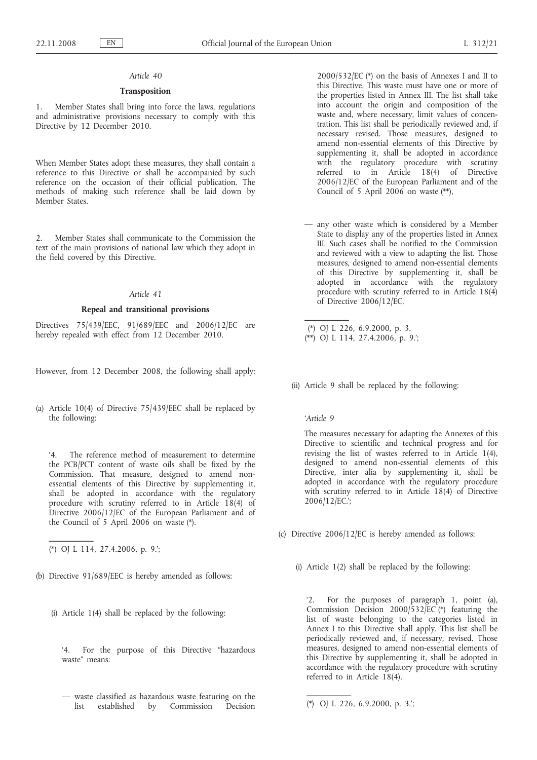*Article 40*

**Transposition**

1. Member States shall bring into force the laws, regulations and administrative provisions necessary to comply with this Directive by 12 December 2010.

When Member States adopt these measures, they shall contain a reference to this Directive or shall be accompanied by such reference on the occasion of their official publication. The methods of making such reference shall be laid down by Member States.

2. Member States shall communicate to the Commission the text of the main provisions of national law which they adopt in the field covered by this Directive.

*Article 41*

**Repeal and transitional provisions**

Directives 75/439/EEC, 91/689/EEC and 2006/12/EC are hereby repealed with effect from 12 December 2010.

However, from 12 December 2008, the following shall apply:

(a) Article 10(4) of Directive 75/439/EEC shall be replaced by the following:

'4. The reference method of measurement to determine the PCB/PCT content of waste oils shall be fixed by the Commission. That measure, designed to amend non-essential elements of this Directive by supplementing it, shall be adopted in accordance with the regulatory procedure with scrutiny referred to in Article 18(4) of Directive 2006/12/EC of the European Parliament and of the Council of 5 April 2006 on waste (*).

(*) OJ L 114, 27.4.2006, p. 9.';

(b) Directive 91/689/EEC is hereby amended as follows:

(i) Article 1(4) shall be replaced by the following:

'4. For the purpose of this Directive "hazardous waste" means:

— waste classified as hazardous waste featuring on the list established by Commission Decision 2000/532/EC (*) on the basis of Annexes I and II to this Directive. This waste must have one or more of the properties listed in Annex III. The list shall take into account the origin and composition of the waste and, where necessary, limit values of concentration. This list shall be periodically reviewed and, if necessary revised. Those measures, designed to amend non-essential elements of this Directive by supplementing it, shall be adopted in accordance with the regulatory procedure with scrutiny referred to in Article 18(4) of Directive 2006/12/EC of the European Parliament and of the Council of 5 April 2006 on waste (**),

— any other waste which is considered by a Member State to display any of the properties listed in Annex III. Such cases shall be notified to the Commission and reviewed with a view to adapting the list. Those measures, designed to amend non-essential elements of this Directive by supplementing it, shall be adopted in accordance with the regulatory procedure with scrutiny referred to in Article 18(4) of Directive 2006/12/EC.

(*) OJ L 226, 6.9.2000, p. 3.
(**) OJ L 114, 27.4.2006, p. 9.';

(ii) Article 9 shall be replaced by the following:

'*Article 9*

The measures necessary for adapting the Annexes of this Directive to scientific and technical progress and for revising the list of wastes referred to in Article 1(4), designed to amend non-essential elements of this Directive, inter alia by supplementing it, shall be adopted in accordance with the regulatory procedure with scrutiny referred to in Article 18(4) of Directive 2006/12/EC.';

(c) Directive 2006/12/EC is hereby amended as follows:

(i) Article 1(2) shall be replaced by the following:

'2. For the purposes of paragraph 1, point (a), Commission Decision 2000/532/EC (*) featuring the list of waste belonging to the categories listed in Annex I to this Directive shall apply. This list shall be periodically reviewed and, if necessary, revised. Those measures, designed to amend non-essential elements of this Directive by supplementing it, shall be adopted in accordance with the regulatory procedure with scrutiny referred to in Article 18(4).

(*) OJ L 226, 6.9.2000, p. 3.';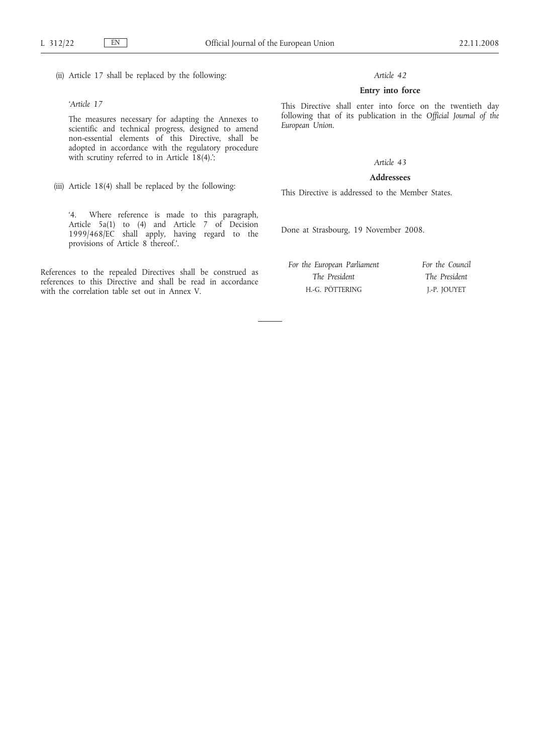(ii) Article 17 shall be replaced by the following:

> ‘*Article 17*
>
> The measures necessary for adapting the Annexes to scientific and technical progress, designed to amend non-essential elements of this Directive, shall be adopted in accordance with the regulatory procedure with scrutiny referred to in Article 18(4).’;

(iii) Article 18(4) shall be replaced by the following:

> ‘4. Where reference is made to this paragraph, Article 5a(1) to (4) and Article 7 of Decision 1999/468/EC shall apply, having regard to the provisions of Article 8 thereof.’.

References to the repealed Directives shall be construed as references to this Directive and shall be read in accordance with the correlation table set out in Annex V.

*Article 42*

**Entry into force**

This Directive shall enter into force on the twentieth day following that of its publication in the *Official Journal of the European Union*.

*Article 43*

**Addressees**

This Directive is addressed to the Member States.

Done at Strasbourg, 19 November 2008.

| *For the European Parliament* | *For the Council* |
|---|---|
| *The President* | *The President* |
| H.-G. PÖTTERING | J.-P. JOUYET |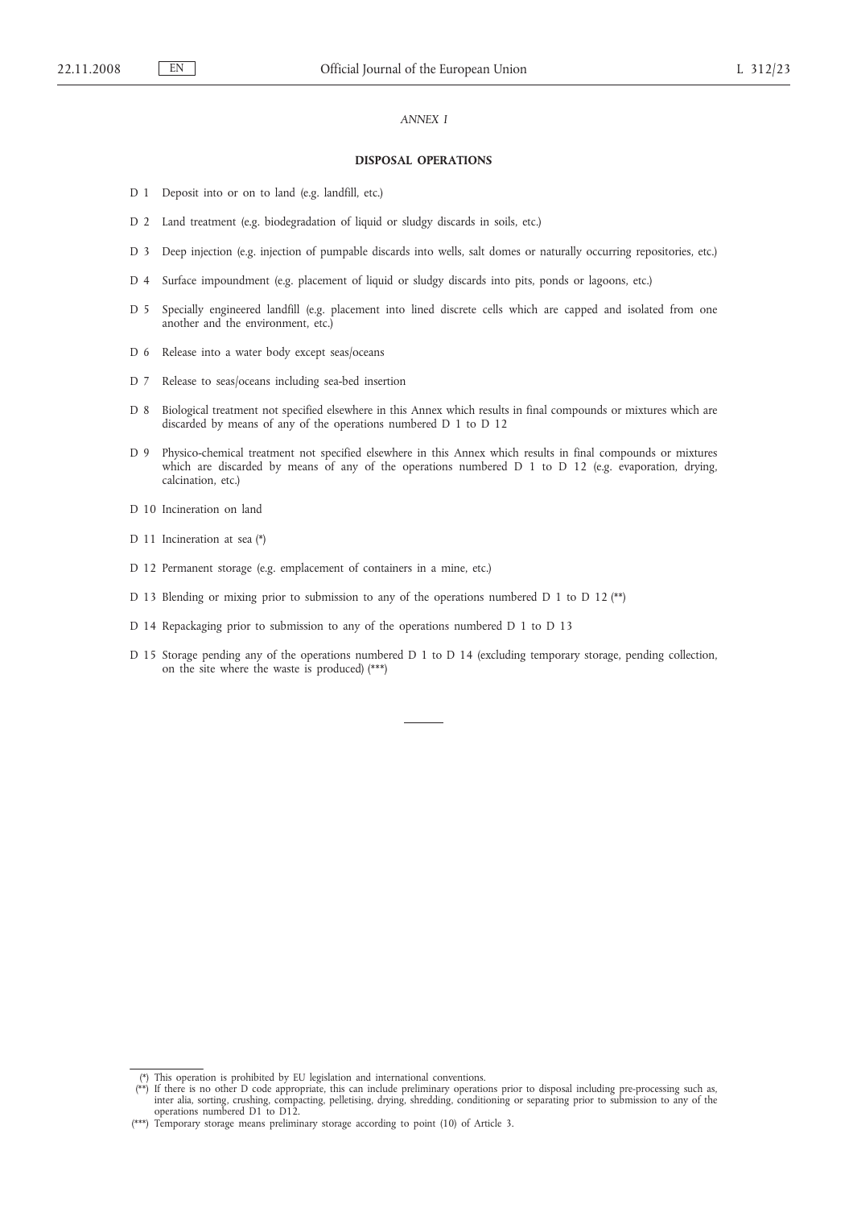*ANNEX I*

**DISPOSAL OPERATIONS**

D 1 Deposit into or on to land (e.g. landfill, etc.)

D 2 Land treatment (e.g. biodegradation of liquid or sludgy discards in soils, etc.)

D 3 Deep injection (e.g. injection of pumpable discards into wells, salt domes or naturally occurring repositories, etc.)

D 4 Surface impoundment (e.g. placement of liquid or sludgy discards into pits, ponds or lagoons, etc.)

D 5 Specially engineered landfill (e.g. placement into lined discrete cells which are capped and isolated from one another and the environment, etc.)

D 6 Release into a water body except seas/oceans

D 7 Release to seas/oceans including sea-bed insertion

D 8 Biological treatment not specified elsewhere in this Annex which results in final compounds or mixtures which are discarded by means of any of the operations numbered D 1 to D 12

D 9 Physico-chemical treatment not specified elsewhere in this Annex which results in final compounds or mixtures which are discarded by means of any of the operations numbered D 1 to D 12 (e.g. evaporation, drying, calcination, etc.)

D 10 Incineration on land

D 11 Incineration at sea (*)

D 12 Permanent storage (e.g. emplacement of containers in a mine, etc.)

D 13 Blending or mixing prior to submission to any of the operations numbered D 1 to D 12 (**)

D 14 Repackaging prior to submission to any of the operations numbered D 1 to D 13

D 15 Storage pending any of the operations numbered D 1 to D 14 (excluding temporary storage, pending collection, on the site where the waste is produced) (***)

---

(*) This operation is prohibited by EU legislation and international conventions.

(**) If there is no other D code appropriate, this can include preliminary operations prior to disposal including pre-processing such as, inter alia, sorting, crushing, compacting, pelletising, drying, shredding, conditioning or separating prior to submission to any of the operations numbered D1 to D12.

(***) Temporary storage means preliminary storage according to point (10) of Article 3.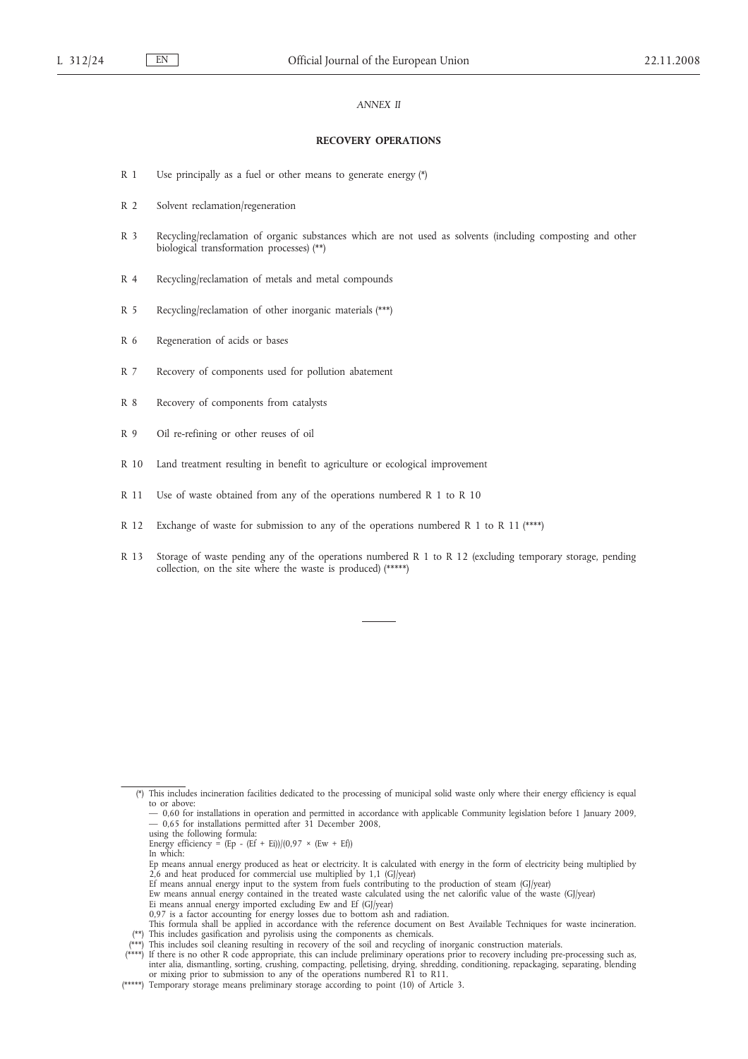*ANNEX II*

**RECOVERY OPERATIONS**

R 1 Use principally as a fuel or other means to generate energy (*)

R 2 Solvent reclamation/regeneration

R 3 Recycling/reclamation of organic substances which are not used as solvents (including composting and other biological transformation processes) (**)

R 4 Recycling/reclamation of metals and metal compounds

R 5 Recycling/reclamation of other inorganic materials (***)

R 6 Regeneration of acids or bases

R 7 Recovery of components used for pollution abatement

R 8 Recovery of components from catalysts

R 9 Oil re-refining or other reuses of oil

R 10 Land treatment resulting in benefit to agriculture or ecological improvement

R 11 Use of waste obtained from any of the operations numbered R 1 to R 10

R 12 Exchange of waste for submission to any of the operations numbered R 1 to R 11 (****)

R 13 Storage of waste pending any of the operations numbered R 1 to R 12 (excluding temporary storage, pending collection, on the site where the waste is produced) (*****)

---

(*) This includes incineration facilities dedicated to the processing of municipal solid waste only where their energy efficiency is equal to or above:

— 0,60 for installations in operation and permitted in accordance with applicable Community legislation before 1 January 2009,

— 0,65 for installations permitted after 31 December 2008,

using the following formula:

Energy efficiency = (Ep - (Ef + Ei))/(0,97 × (Ew + Ef))

In which:

Ep means annual energy produced as heat or electricity. It is calculated with energy in the form of electricity being multiplied by 2,6 and heat produced for commercial use multiplied by 1,1 (GJ/year)

Ef means annual energy input to the system from fuels contributing to the production of steam (GJ/year)

Ew means annual energy contained in the treated waste calculated using the net calorific value of the waste (GJ/year)

Ei means annual energy imported excluding Ew and Ef (GJ/year)

0,97 is a factor accounting for energy losses due to bottom ash and radiation.

This formula shall be applied in accordance with the reference document on Best Available Techniques for waste incineration.

(**) This includes gasification and pyrolisis using the components as chemicals.

(***) This includes soil cleaning resulting in recovery of the soil and recycling of inorganic construction materials.

(****) If there is no other R code appropriate, this can include preliminary operations prior to recovery including pre-processing such as, inter alia, dismantling, sorting, crushing, compacting, pelletising, drying, shredding, conditioning, repackaging, separating, blending or mixing prior to submission to any of the operations numbered R1 to R11.

(*****) Temporary storage means preliminary storage according to point (10) of Article 3.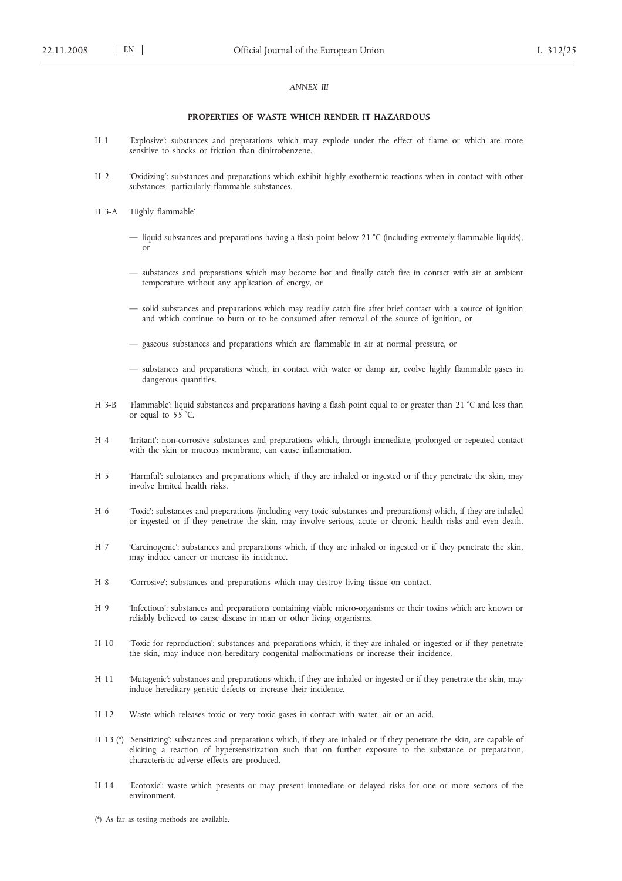*ANNEX III*

**PROPERTIES OF WASTE WHICH RENDER IT HAZARDOUS**

H 1 'Explosive': substances and preparations which may explode under the effect of flame or which are more sensitive to shocks or friction than dinitrobenzene.

H 2 'Oxidizing': substances and preparations which exhibit highly exothermic reactions when in contact with other substances, particularly flammable substances.

H 3-A 'Highly flammable'

— liquid substances and preparations having a flash point below 21 °C (including extremely flammable liquids), or

— substances and preparations which may become hot and finally catch fire in contact with air at ambient temperature without any application of energy, or

— solid substances and preparations which may readily catch fire after brief contact with a source of ignition and which continue to burn or to be consumed after removal of the source of ignition, or

— gaseous substances and preparations which are flammable in air at normal pressure, or

— substances and preparations which, in contact with water or damp air, evolve highly flammable gases in dangerous quantities.

H 3-B 'Flammable': liquid substances and preparations having a flash point equal to or greater than 21 °C and less than or equal to 55 °C.

H 4 'Irritant': non-corrosive substances and preparations which, through immediate, prolonged or repeated contact with the skin or mucous membrane, can cause inflammation.

H 5 'Harmful': substances and preparations which, if they are inhaled or ingested or if they penetrate the skin, may involve limited health risks.

H 6 'Toxic': substances and preparations (including very toxic substances and preparations) which, if they are inhaled or ingested or if they penetrate the skin, may involve serious, acute or chronic health risks and even death.

H 7 'Carcinogenic': substances and preparations which, if they are inhaled or ingested or if they penetrate the skin, may induce cancer or increase its incidence.

H 8 'Corrosive': substances and preparations which may destroy living tissue on contact.

H 9 'Infectious': substances and preparations containing viable micro-organisms or their toxins which are known or reliably believed to cause disease in man or other living organisms.

H 10 'Toxic for reproduction': substances and preparations which, if they are inhaled or ingested or if they penetrate the skin, may induce non-hereditary congenital malformations or increase their incidence.

H 11 'Mutagenic': substances and preparations which, if they are inhaled or ingested or if they penetrate the skin, may induce hereditary genetic defects or increase their incidence.

H 12 Waste which releases toxic or very toxic gases in contact with water, air or an acid.

H 13 (*) 'Sensitizing': substances and preparations which, if they are inhaled or if they penetrate the skin, are capable of eliciting a reaction of hypersensitization such that on further exposure to the substance or preparation, characteristic adverse effects are produced.

H 14 'Ecotoxic': waste which presents or may present immediate or delayed risks for one or more sectors of the environment.

(*) As far as testing methods are available.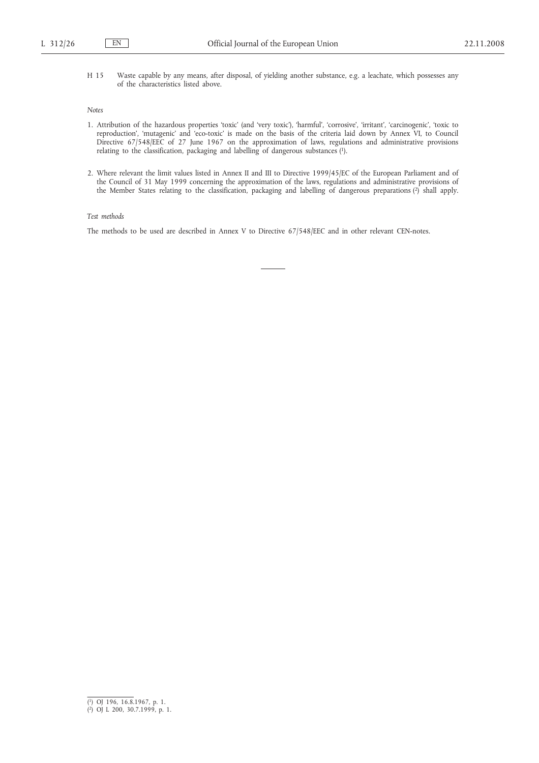H 15 Waste capable by any means, after disposal, of yielding another substance, e.g. a leachate, which possesses any of the characteristics listed above.

*Notes*

1. Attribution of the hazardous properties 'toxic' (and 'very toxic'), 'harmful', 'corrosive', 'irritant', 'carcinogenic', 'toxic to reproduction', 'mutagenic' and 'eco-toxic' is made on the basis of the criteria laid down by Annex VI, to Council Directive 67/548/EEC of 27 June 1967 on the approximation of laws, regulations and administrative provisions relating to the classification, packaging and labelling of dangerous substances [1].

2. Where relevant the limit values listed in Annex II and III to Directive 1999/45/EC of the European Parliament and of the Council of 31 May 1999 concerning the approximation of the laws, regulations and administrative provisions of the Member States relating to the classification, packaging and labelling of dangerous preparations [2] shall apply.

*Test methods*

The methods to be used are described in Annex V to Directive 67/548/EEC and in other relevant CEN-notes.

---

[1] OJ 196, 16.8.1967, p. 1.
[2] OJ L 200, 30.7.1999, p. 1.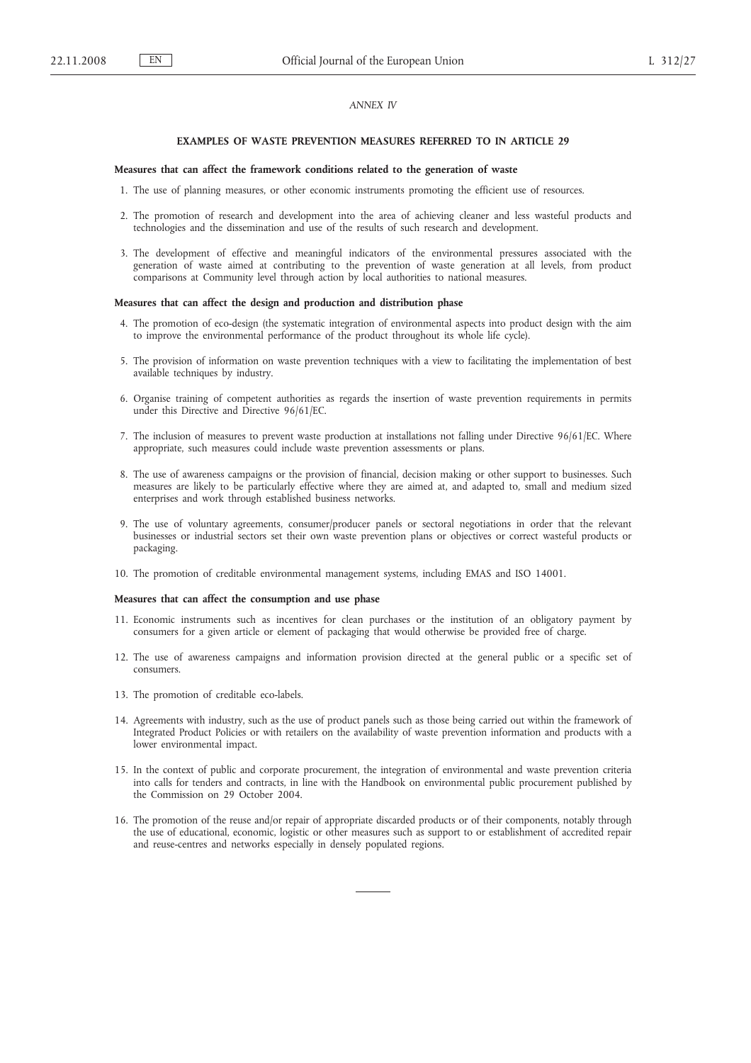*ANNEX IV*

## EXAMPLES OF WASTE PREVENTION MEASURES REFERRED TO IN ARTICLE 29

### Measures that can affect the framework conditions related to the generation of waste

1. The use of planning measures, or other economic instruments promoting the efficient use of resources.

2. The promotion of research and development into the area of achieving cleaner and less wasteful products and technologies and the dissemination and use of the results of such research and development.

3. The development of effective and meaningful indicators of the environmental pressures associated with the generation of waste aimed at contributing to the prevention of waste generation at all levels, from product comparisons at Community level through action by local authorities to national measures.

### Measures that can affect the design and production and distribution phase

4. The promotion of eco-design (the systematic integration of environmental aspects into product design with the aim to improve the environmental performance of the product throughout its whole life cycle).

5. The provision of information on waste prevention techniques with a view to facilitating the implementation of best available techniques by industry.

6. Organise training of competent authorities as regards the insertion of waste prevention requirements in permits under this Directive and Directive 96/61/EC.

7. The inclusion of measures to prevent waste production at installations not falling under Directive 96/61/EC. Where appropriate, such measures could include waste prevention assessments or plans.

8. The use of awareness campaigns or the provision of financial, decision making or other support to businesses. Such measures are likely to be particularly effective where they are aimed at, and adapted to, small and medium sized enterprises and work through established business networks.

9. The use of voluntary agreements, consumer/producer panels or sectoral negotiations in order that the relevant businesses or industrial sectors set their own waste prevention plans or objectives or correct wasteful products or packaging.

10. The promotion of creditable environmental management systems, including EMAS and ISO 14001.

### Measures that can affect the consumption and use phase

11. Economic instruments such as incentives for clean purchases or the institution of an obligatory payment by consumers for a given article or element of packaging that would otherwise be provided free of charge.

12. The use of awareness campaigns and information provision directed at the general public or a specific set of consumers.

13. The promotion of creditable eco-labels.

14. Agreements with industry, such as the use of product panels such as those being carried out within the framework of Integrated Product Policies or with retailers on the availability of waste prevention information and products with a lower environmental impact.

15. In the context of public and corporate procurement, the integration of environmental and waste prevention criteria into calls for tenders and contracts, in line with the Handbook on environmental public procurement published by the Commission on 29 October 2004.

16. The promotion of the reuse and/or repair of appropriate discarded products or of their components, notably through the use of educational, economic, logistic or other measures such as support to or establishment of accredited repair and reuse-centres and networks especially in densely populated regions.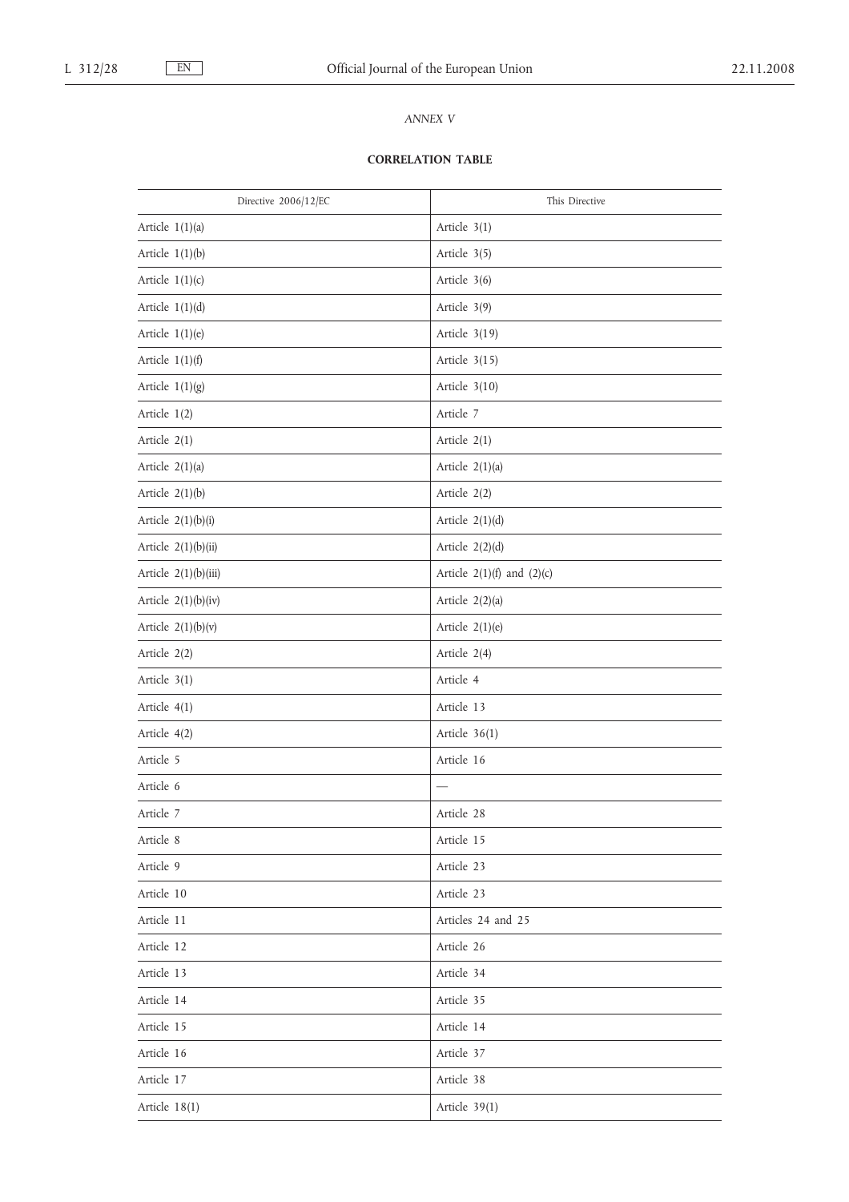*ANNEX V*

**CORRELATION TABLE**

| Directive 2006/12/EC | This Directive |
|---|---|
| Article 1(1)(a) | Article 3(1) |
| Article 1(1)(b) | Article 3(5) |
| Article 1(1)(c) | Article 3(6) |
| Article 1(1)(d) | Article 3(9) |
| Article 1(1)(e) | Article 3(19) |
| Article 1(1)(f) | Article 3(15) |
| Article 1(1)(g) | Article 3(10) |
| Article 1(2) | Article 7 |
| Article 2(1) | Article 2(1) |
| Article 2(1)(a) | Article 2(1)(a) |
| Article 2(1)(b) | Article 2(2) |
| Article 2(1)(b)(i) | Article 2(1)(d) |
| Article 2(1)(b)(ii) | Article 2(2)(d) |
| Article 2(1)(b)(iii) | Article 2(1)(f) and (2)(c) |
| Article 2(1)(b)(iv) | Article 2(2)(a) |
| Article 2(1)(b)(v) | Article 2(1)(e) |
| Article 2(2) | Article 2(4) |
| Article 3(1) | Article 4 |
| Article 4(1) | Article 13 |
| Article 4(2) | Article 36(1) |
| Article 5 | Article 16 |
| Article 6 | — |
| Article 7 | Article 28 |
| Article 8 | Article 15 |
| Article 9 | Article 23 |
| Article 10 | Article 23 |
| Article 11 | Articles 24 and 25 |
| Article 12 | Article 26 |
| Article 13 | Article 34 |
| Article 14 | Article 35 |
| Article 15 | Article 14 |
| Article 16 | Article 37 |
| Article 17 | Article 38 |
| Article 18(1) | Article 39(1) |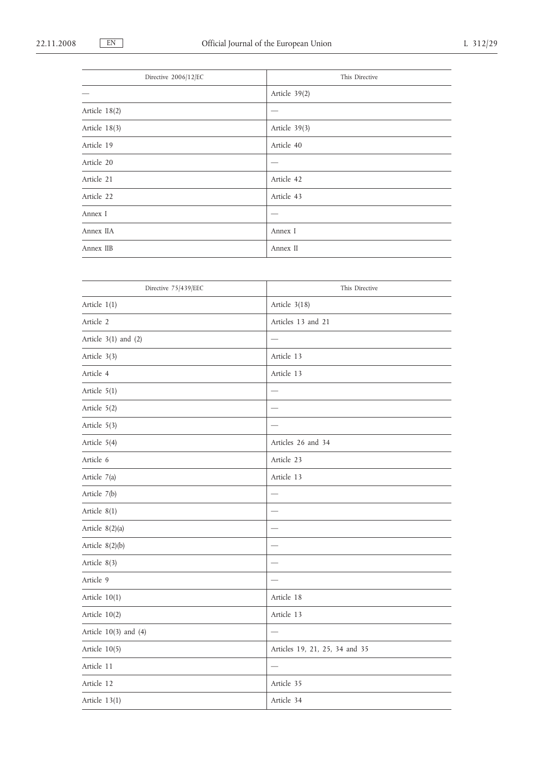| Directive 2006/12/EC | This Directive |
|---|---|
| — | Article 39(2) |
| Article 18(2) | — |
| Article 18(3) | Article 39(3) |
| Article 19 | Article 40 |
| Article 20 | — |
| Article 21 | Article 42 |
| Article 22 | Article 43 |
| Annex I | — |
| Annex IIA | Annex I |
| Annex IIB | Annex II |

| Directive 75/439/EEC | This Directive |
|---|---|
| Article 1(1) | Article 3(18) |
| Article 2 | Articles 13 and 21 |
| Article 3(1) and (2) | — |
| Article 3(3) | Article 13 |
| Article 4 | Article 13 |
| Article 5(1) | — |
| Article 5(2) | — |
| Article 5(3) | — |
| Article 5(4) | Articles 26 and 34 |
| Article 6 | Article 23 |
| Article 7(a) | Article 13 |
| Article 7(b) | — |
| Article 8(1) | — |
| Article 8(2)(a) | — |
| Article 8(2)(b) | — |
| Article 8(3) | — |
| Article 9 | — |
| Article 10(1) | Article 18 |
| Article 10(2) | Article 13 |
| Article 10(3) and (4) | — |
| Article 10(5) | Articles 19, 21, 25, 34 and 35 |
| Article 11 | — |
| Article 12 | Article 35 |
| Article 13(1) | Article 34 |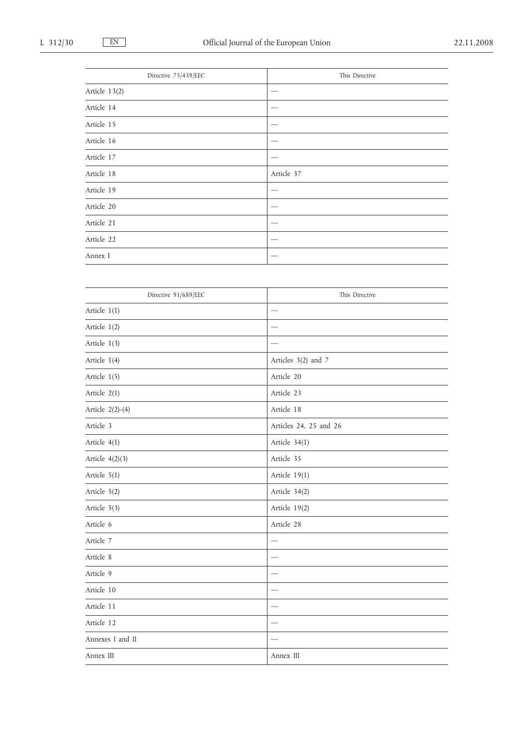| Directive 75/439/EEC | This Directive |
| --- | --- |
| Article 13(2) | — |
| Article 14 | — |
| Article 15 | — |
| Article 16 | — |
| Article 17 | — |
| Article 18 | Article 37 |
| Article 19 | — |
| Article 20 | — |
| Article 21 | — |
| Article 22 | — |
| Annex I | — |

| Directive 91/689/EEC | This Directive |
| --- | --- |
| Article 1(1) | — |
| Article 1(2) | — |
| Article 1(3) | — |
| Article 1(4) | Articles 3(2) and 7 |
| Article 1(5) | Article 20 |
| Article 2(1) | Article 23 |
| Article 2(2)-(4) | Article 18 |
| Article 3 | Articles 24, 25 and 26 |
| Article 4(1) | Article 34(1) |
| Article 4(2)(3) | Article 35 |
| Article 5(1) | Article 19(1) |
| Article 5(2) | Article 34(2) |
| Article 5(3) | Article 19(2) |
| Article 6 | Article 28 |
| Article 7 | — |
| Article 8 | — |
| Article 9 | — |
| Article 10 | — |
| Article 11 | — |
| Article 12 | — |
| Annexes I and II | — |
| Annex III | Annex III |